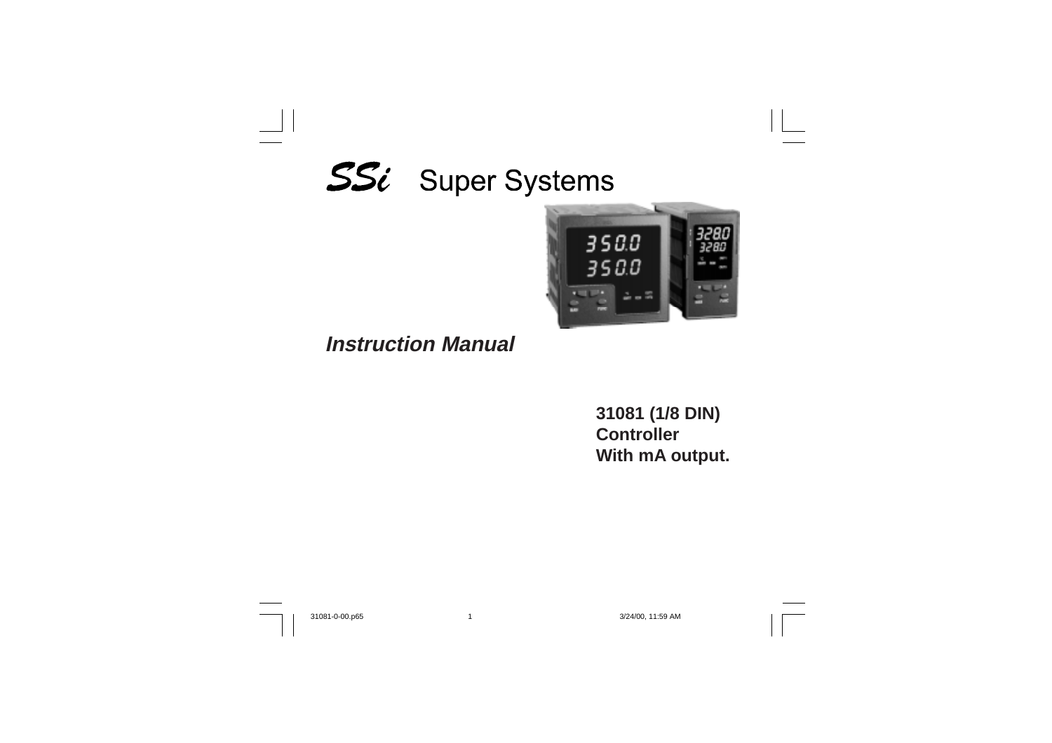# SSi Super Systems

***Instruction Manual***

**31081 (1/8 DIN)**
**Controller**
**With mA output.**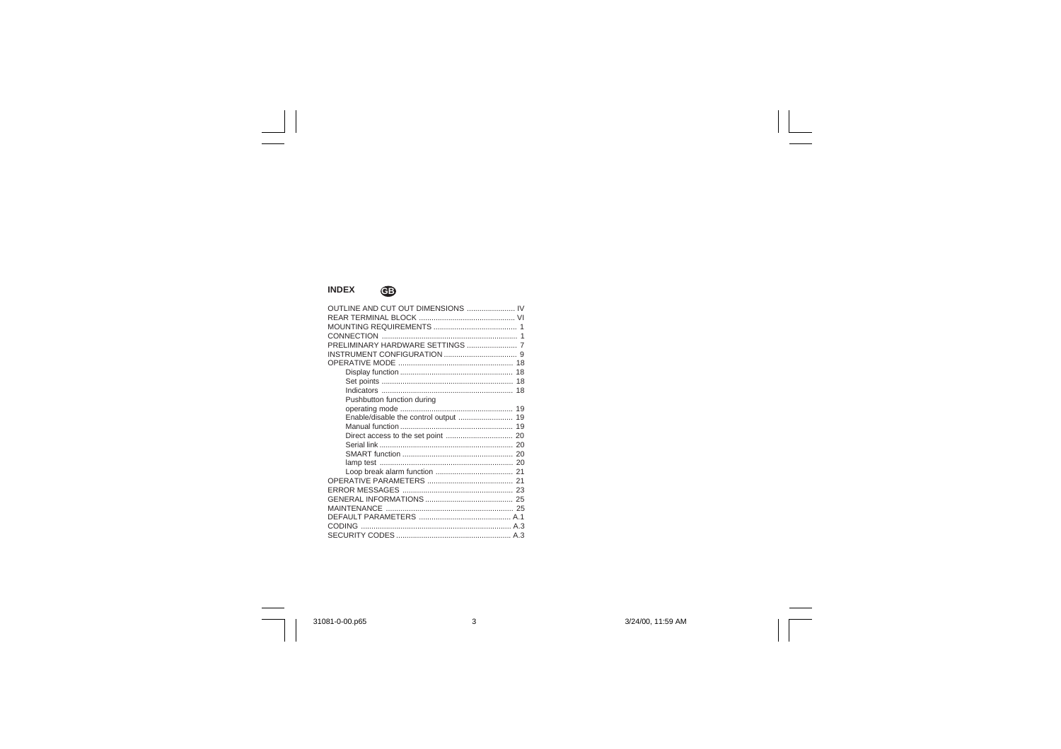# INDEX GB

| | |
|---|---|
| OUTLINE AND CUT OUT DIMENSIONS | IV |
| REAR TERMINAL BLOCK | VI |
| MOUNTING REQUIREMENTS | 1 |
| CONNECTION | 1 |
| PRELIMINARY HARDWARE SETTINGS | 7 |
| INSTRUMENT CONFIGURATION | 9 |
| OPERATIVE MODE | 18 |
| Display function | 18 |
| Set points | 18 |
| Indicators | 18 |
| Pushbutton function during operating mode | 19 |
| Enable/disable the control output | 19 |
| Manual function | 19 |
| Direct access to the set point | 20 |
| Serial link | 20 |
| SMART function | 20 |
| lamp test | 20 |
| Loop break alarm function | 21 |
| OPERATIVE PARAMETERS | 21 |
| ERROR MESSAGES | 23 |
| GENERAL INFORMATIONS | 25 |
| MAINTENANCE | 25 |
| DEFAULT PARAMETERS | A.1 |
| CODING | A.3 |
| SECURITY CODES | A.3 |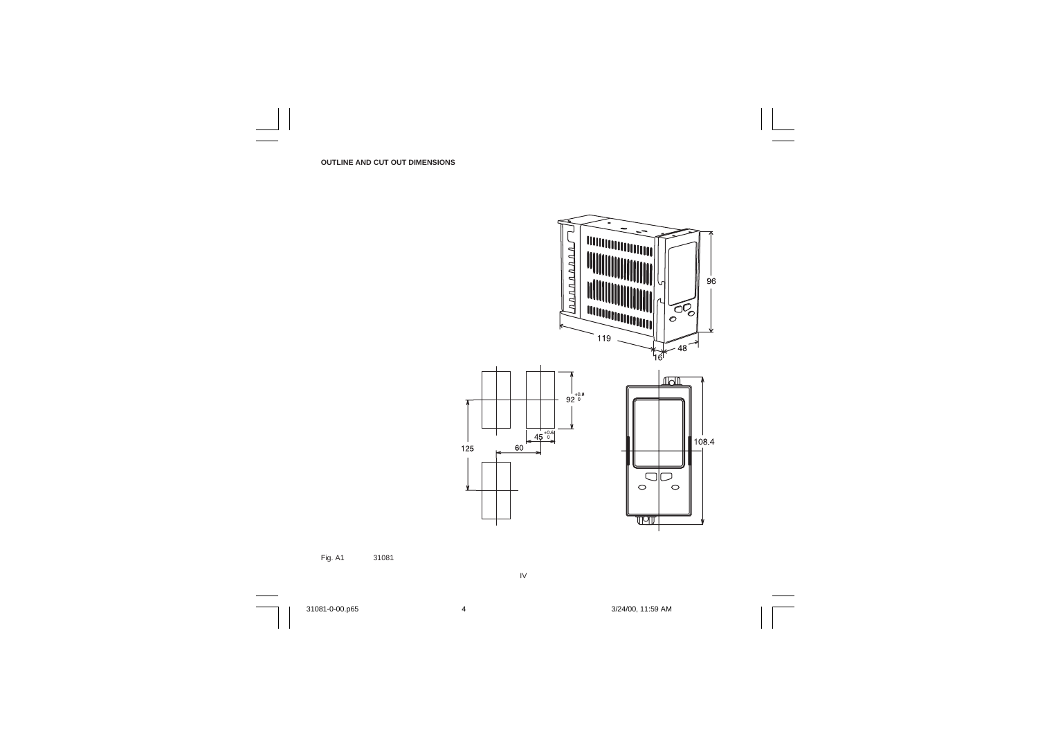**OUTLINE AND CUT OUT DIMENSIONS**

Fig. A1 31081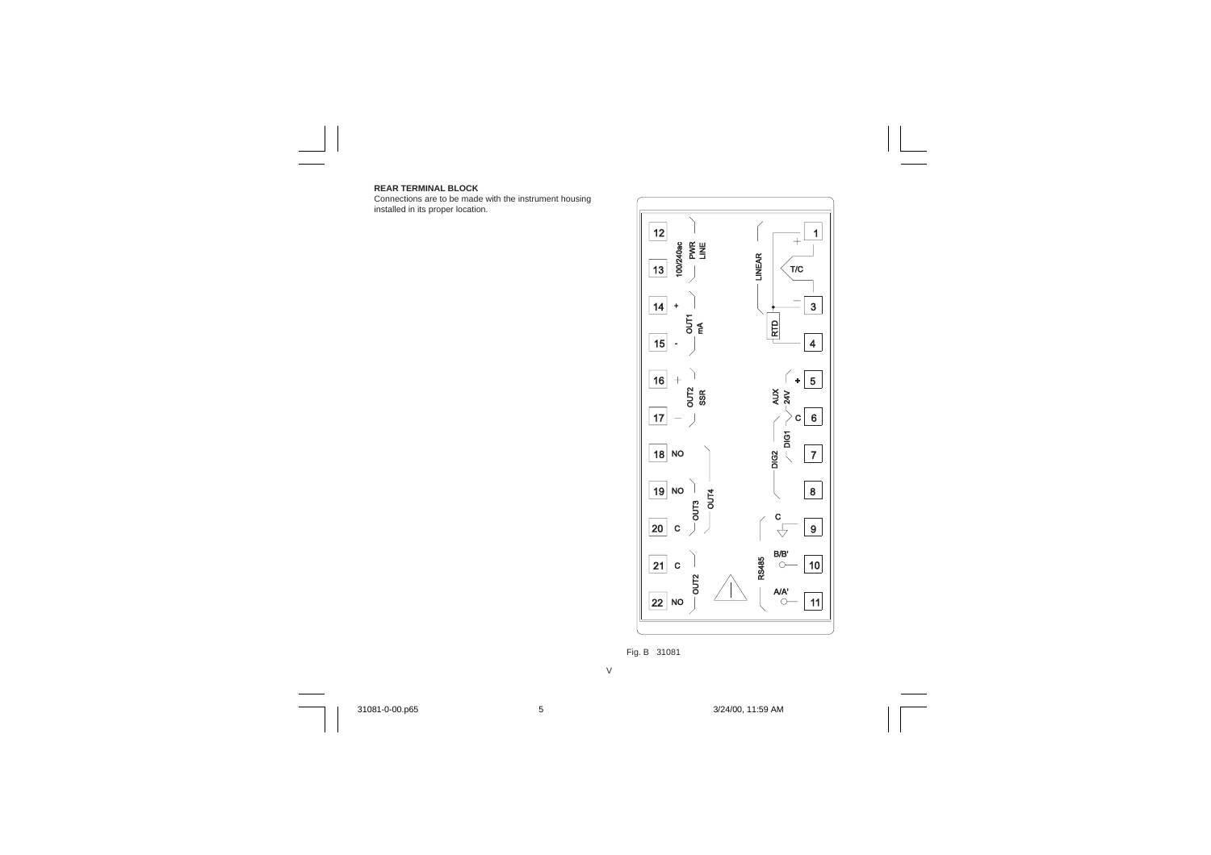**REAR TERMINAL BLOCK**

Connections are to be made with the instrument housing installed in its proper location.

Fig. B 31081

V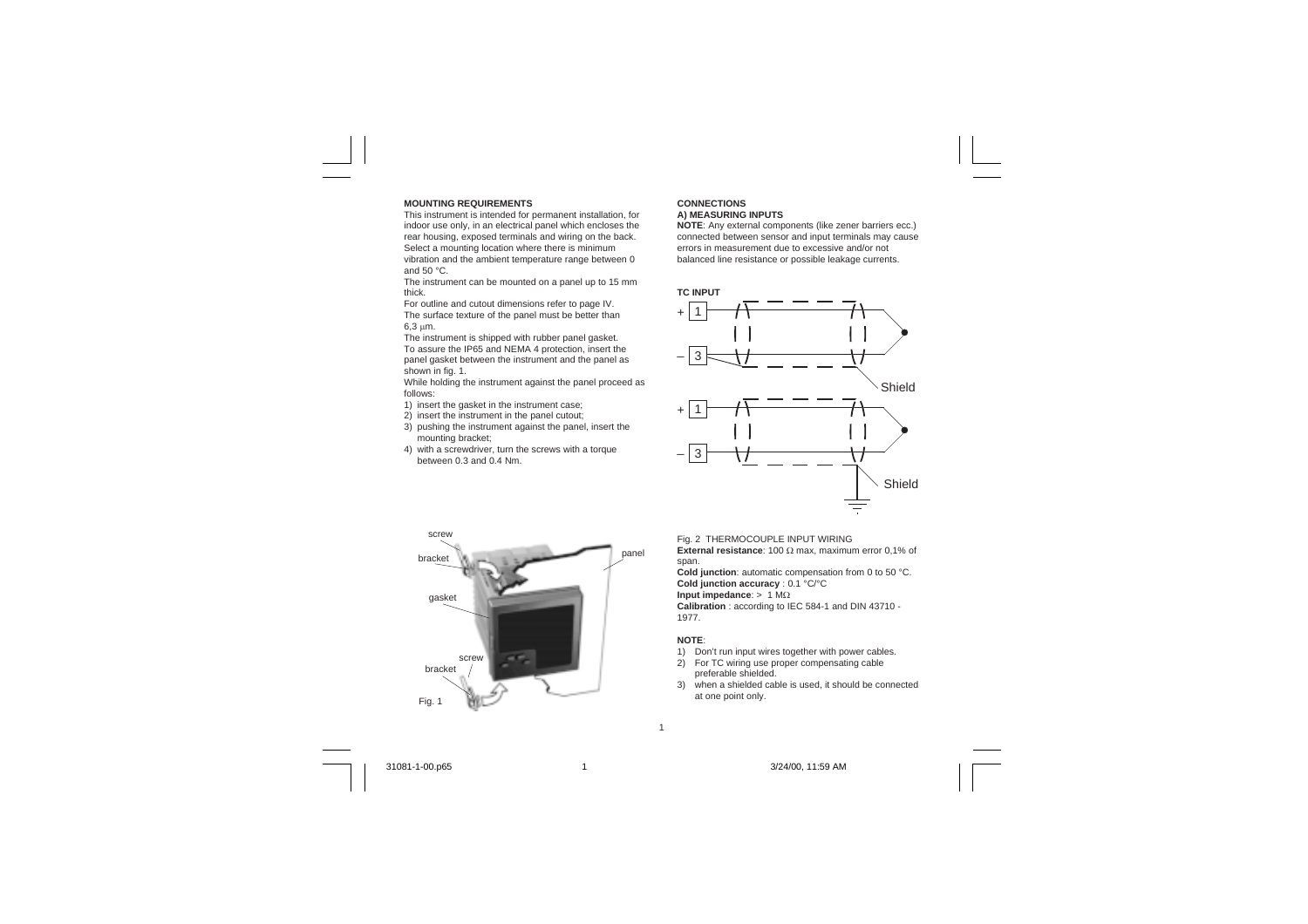## MOUNTING REQUIREMENTS

This instrument is intended for permanent installation, for indoor use only, in an electrical panel which encloses the rear housing, exposed terminals and wiring on the back.
Select a mounting location where there is minimum vibration and the ambient temperature range between 0 and 50 °C.
The instrument can be mounted on a panel up to 15 mm thick.
For outline and cutout dimensions refer to page IV.
The surface texture of the panel must be better than 6,3 μm.
The instrument is shipped with rubber panel gasket.
To assure the IP65 and NEMA 4 protection, insert the panel gasket between the instrument and the panel as shown in fig. 1.
While holding the instrument against the panel proceed as follows:

1) insert the gasket in the instrument case;
2) insert the instrument in the panel cutout;
3) pushing the instrument against the panel, insert the mounting bracket;
4) with a screwdriver, turn the screws with a torque between 0.3 and 0.4 Nm.

Fig. 1

## CONNECTIONS

### A) MEASURING INPUTS

**NOTE**: Any external components (like zener barriers ecc.) connected between sensor and input terminals may cause errors in measurement due to excessive and/or not balanced line resistance or possible leakage currents.

**TC INPUT**

Fig. 2 THERMOCOUPLE INPUT WIRING

**External resistance**: 100 Ω max, maximum error 0,1% of span.
**Cold junction**: automatic compensation from 0 to 50 °C.
**Cold junction accuracy** : 0.1 °C/°C
**Input impedance**: > 1 MΩ
**Calibration** : according to IEC 584-1 and DIN 43710 - 1977.

**NOTE**:

1) Don't run input wires together with power cables.
2) For TC wiring use proper compensating cable preferable shielded.
3) when a shielded cable is used, it should be connected at one point only.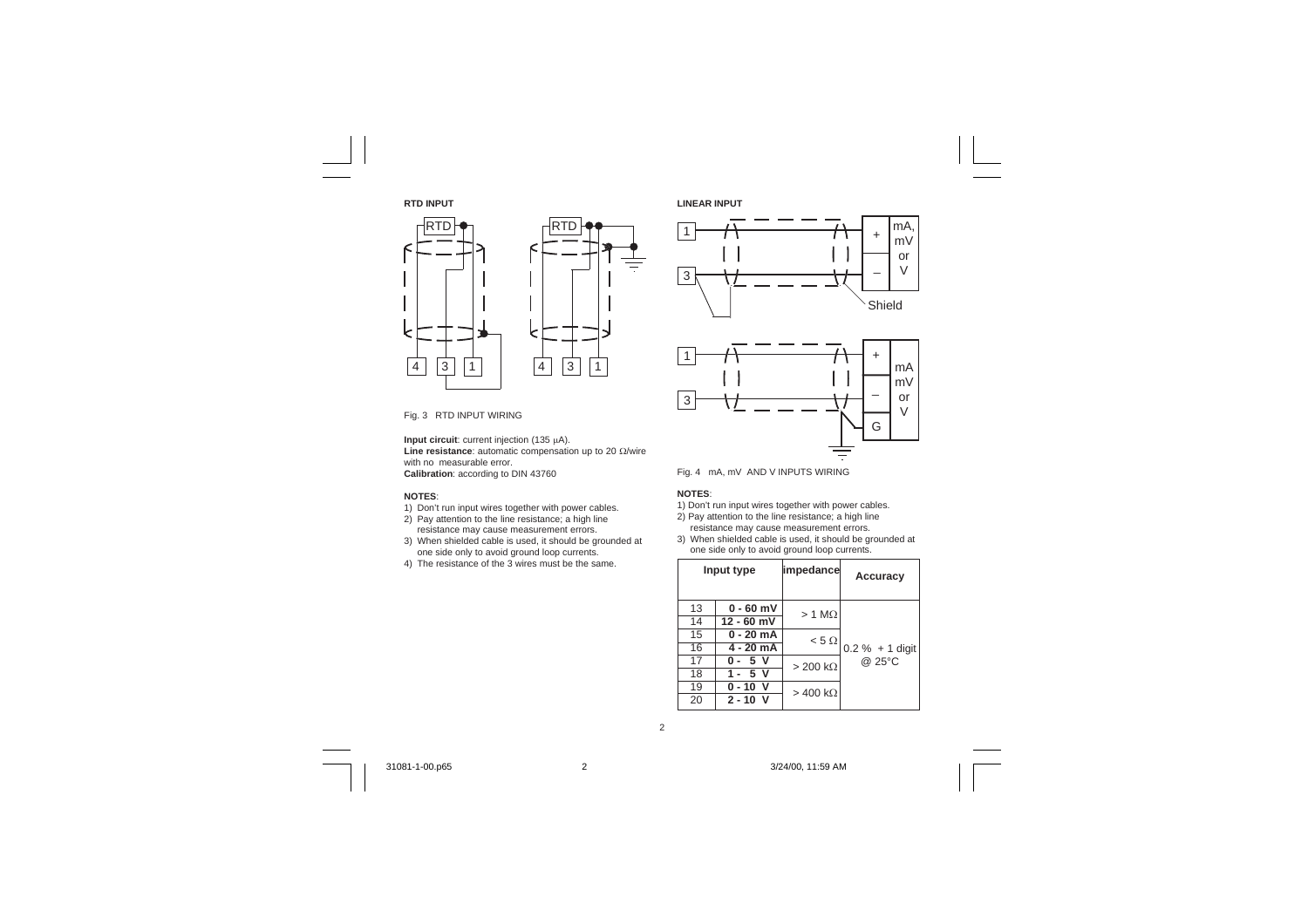## RTD INPUT

Fig. 3 RTD INPUT WIRING

**Input circuit**: current injection (135 μA).
**Line resistance**: automatic compensation up to 20 Ω/wire with no measurable error.
**Calibration**: according to DIN 43760

**NOTES**:

1) Don't run input wires together with power cables.
2) Pay attention to the line resistance; a high line resistance may cause measurement errors.
3) When shielded cable is used, it should be grounded at one side only to avoid ground loop currents.
4) The resistance of the 3 wires must be the same.

## LINEAR INPUT

Fig. 4 mA, mV AND V INPUTS WIRING

**NOTES**:

1) Don't run input wires together with power cables.
2) Pay attention to the line resistance; a high line resistance may cause measurement errors.
3) When shielded cable is used, it should be grounded at one side only to avoid ground loop currents.

| Input type | | impedance | Accuracy |
|---|---|---|---|
| 13 | **0 - 60 mV** | > 1 MΩ | 0.2 % + 1 digit @ 25°C |
| 14 | **12 - 60 mV** | | |
| 15 | **0 - 20 mA** | < 5 Ω | |
| 16 | **4 - 20 mA** | | |
| 17 | **0 - 5 V** | > 200 kΩ | |
| 18 | **1 - 5 V** | | |
| 19 | **0 - 10 V** | > 400 kΩ | |
| 20 | **2 - 10 V** | | |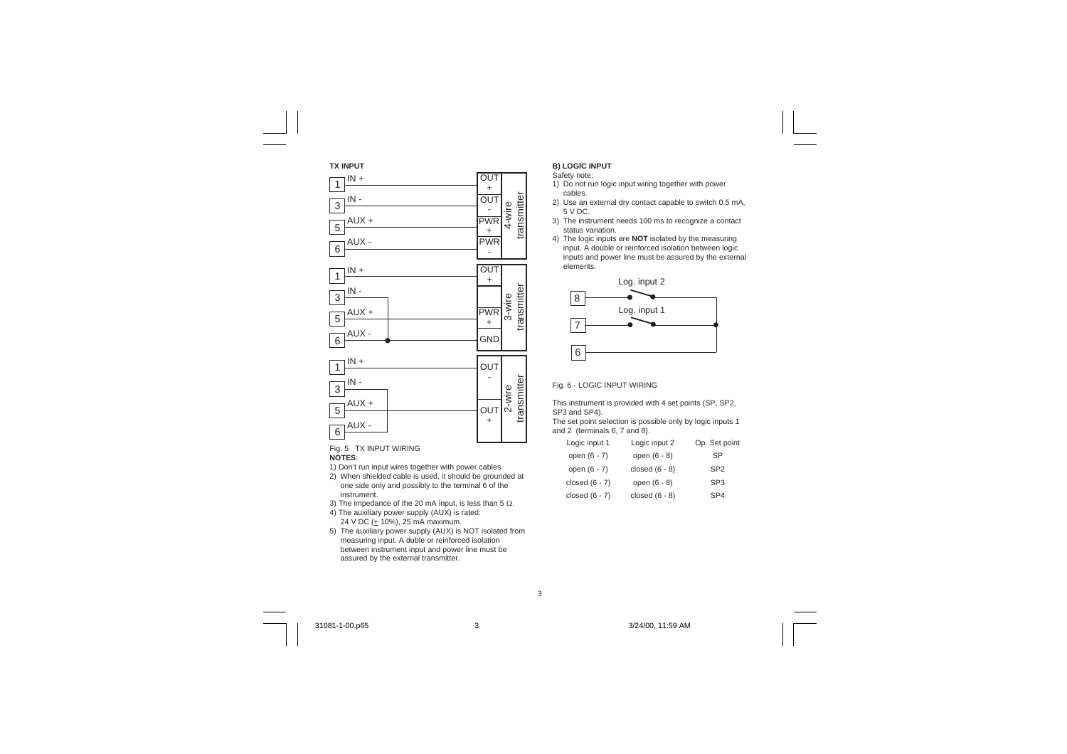**TX INPUT**

Fig. 5 TX INPUT WIRING

**NOTES**:

1) Don't run input wires together with power cables.
2) When shielded cable is used, it should be grounded at one side only and possibly to the terminal 6 of the instrument.
3) The impedance of the 20 mA input, is less than 5 Ω.
4) The auxiliary power supply (AUX) is rated: 24 V DC (± 10%), 25 mA maximum.
5) The auxiliary power supply (AUX) is NOT isolated from measuring input. A duble or reinforced isolation between instrument input and power line must be assured by the external transmitter.

**B) LOGIC INPUT**

Safety note:

1) Do not run logic input wiring together with power cables.
2) Use an external dry contact capable to switch 0.5 mA, 5 V DC.
3) The instrument needs 100 ms to recognize a contact status variation.
4) The logic inputs are **NOT** isolated by the measuring input. A double or reinforced isolation between logic inputs and power line must be assured by the external elements.

Fig. 6 - LOGIC INPUT WIRING

This instrument is provided with 4 set points (SP, SP2, SP3 and SP4).

The set point selection is possible only by logic inputs 1 and 2 (terminals 6, 7 and 8).

| Logic input 1 | Logic input 2 | Op. Set point |
|---|---|---|
| open (6 - 7) | open (6 - 8) | SP |
| open (6 - 7) | closed (6 - 8) | SP2 |
| closed (6 - 7) | open (6 - 8) | SP3 |
| closed (6 - 7) | closed (6 - 8) | SP4 |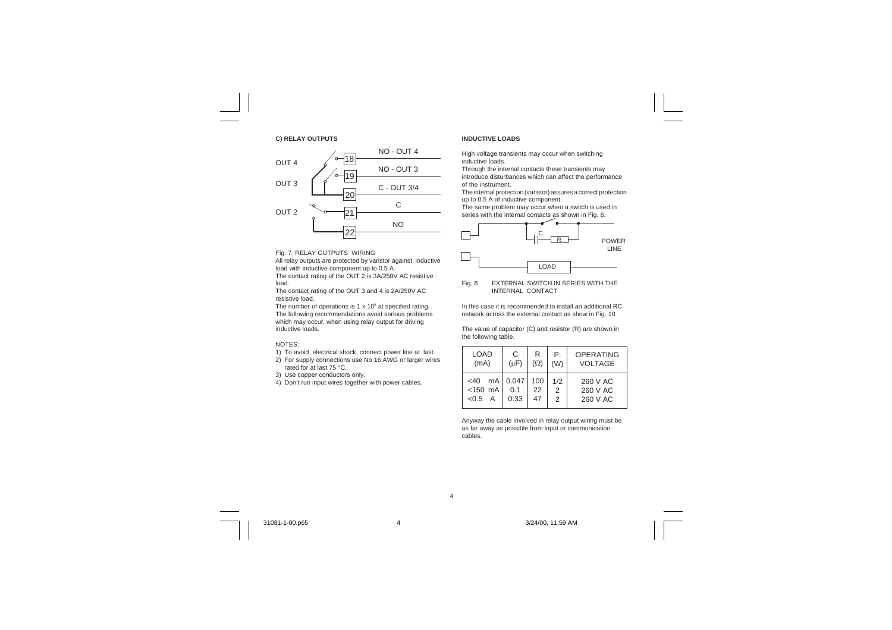### C) RELAY OUTPUTS

OUT 4 — 18 — NO - OUT 4

OUT 3 — 19 — NO - OUT 3

20 — C - OUT 3/4

OUT 2 — 21 — C

22 — NO

Fig. 7 RELAY OUTPUTS WIRING

All relay outputs are protected by varistor against inductive load with inductive component up to 0.5 A.

The contact rating of the OUT 2 is 3A/250V AC resistive load.

The contact rating of the OUT 3 and 4 is 2A/250V AC resistive load.

The number of operations is $1 \times 10^5$ at specified rating.

The following recommendations avoid serious problems which may occur, when using relay output for driving inductive loads.

NOTES:

1) To avoid electrical shock, connect power line at last.
2) For supply connections use No 16 AWG or larger wires rated for at last 75 °C.
3) Use copper conductors only.
4) Don't run input wires together with power cables.

### INDUCTIVE LOADS

High voltage transients may occur when switching inductive loads.

Through the internal contacts these transients may introduce disturbances which can affect the performance of the instrument.

The internal protection (varistor) assures a correct protection up to 0.5 A of inductive component.

The same problem may occur when a switch is used in series with the internal contacts as shown in Fig. 8.

C — R — POWER LINE

LOAD

Fig. 8 EXTERNAL SWITCH IN SERIES WITH THE INTERNAL CONTACT

In this case it is recommended to install an additional RC network across the external contact as show in Fig. 10

The value of capacitor (C) and resistor (R) are shown in the following table.

| LOAD (mA) | C (μF) | R (Ω) | P. (W) | OPERATING VOLTAGE |
|---|---|---|---|---|
| <40 mA | 0.047 | 100 | 1/2 | 260 V AC |
| <150 mA | 0.1 | 22 | 2 | 260 V AC |
| <0.5 A | 0.33 | 47 | 2 | 260 V AC |

Anyway the cable involved in relay output wiring must be as far away as possible from input or communication cables.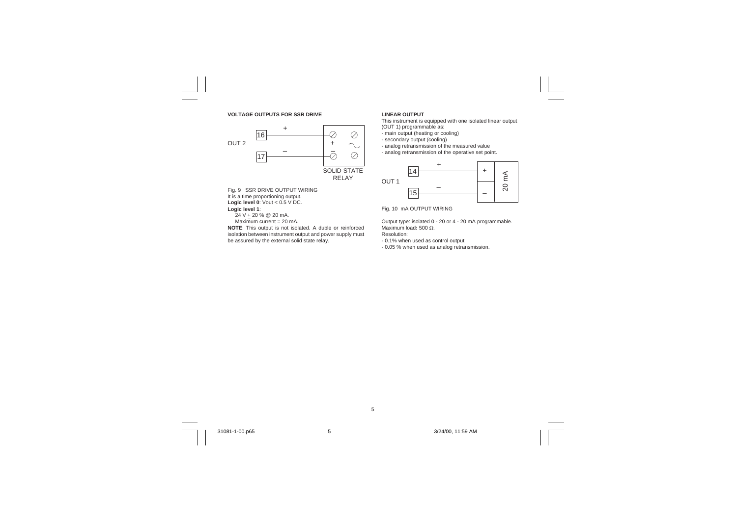### VOLTAGE OUTPUTS FOR SSR DRIVE

Fig. 9 SSR DRIVE OUTPUT WIRING

It is a time proportioning output.

**Logic level 0**: Vout < 0.5 V DC.

**Logic level 1**:

24 V ± 20 % @ 20 mA.

Maximum current = 20 mA.

**NOTE**: This output is not isolated. A duble or reinforced isolation between instrument output and power supply must be assured by the external solid state relay.

### LINEAR OUTPUT

This instrument is equipped with one isolated linear output (OUT 1) programmable as:

- main output (heating or cooling)
- secondary output (cooling)
- analog retransmission of the measured value
- analog retransmission of the operative set point.

Fig. 10 mA OUTPUT WIRING

Output type: isolated 0 - 20 or 4 - 20 mA programmable.

Maximum load: 500 Ω.

Resolution:

- 0.1% when used as control output
- 0.05 % when used as analog retransmission.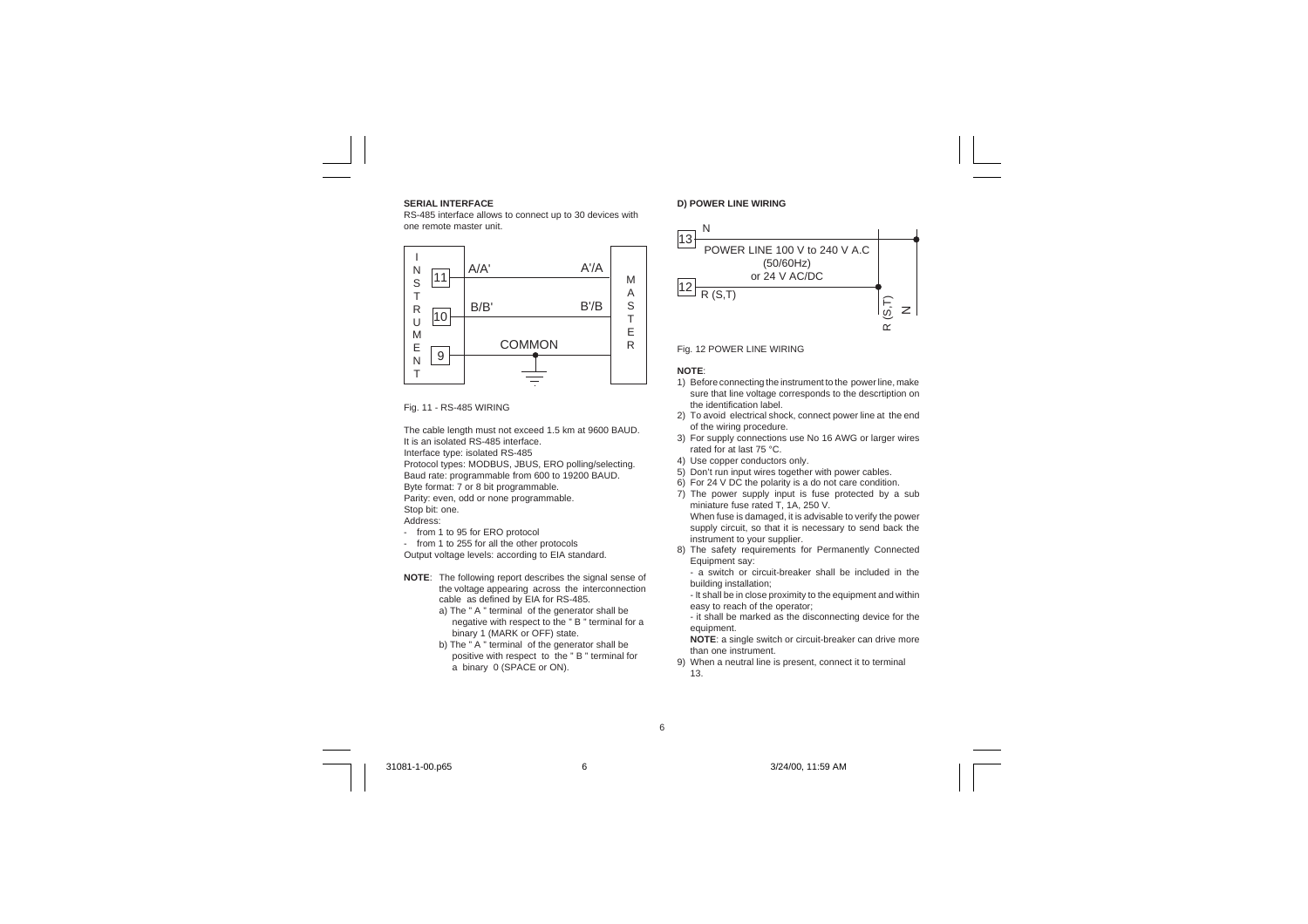**SERIAL INTERFACE**

RS-485 interface allows to connect up to 30 devices with one remote master unit.

Fig. 11 - RS-485 WIRING

The cable length must not exceed 1.5 km at 9600 BAUD.
It is an isolated RS-485 interface.
Interface type: isolated RS-485
Protocol types: MODBUS, JBUS, ERO polling/selecting.
Baud rate: programmable from 600 to 19200 BAUD.
Byte format: 7 or 8 bit programmable.
Parity: even, odd or none programmable.
Stop bit: one.
Address:

- from 1 to 95 for ERO protocol
- from 1 to 255 for all the other protocols

Output voltage levels: according to EIA standard.

**NOTE**: The following report describes the signal sense of the voltage appearing across the interconnection cable as defined by EIA for RS-485.

a) The " A " terminal of the generator shall be negative with respect to the " B " terminal for a binary 1 (MARK or OFF) state.

b) The " A " terminal of the generator shall be positive with respect to the " B " terminal for a binary 0 (SPACE or ON).

**D) POWER LINE WIRING**

Fig. 12 POWER LINE WIRING

**NOTE**:

1) Before connecting the instrument to the power line, make sure that line voltage corresponds to the descrtiption on the identification label.
2) To avoid electrical shock, connect power line at the end of the wiring procedure.
3) For supply connections use No 16 AWG or larger wires rated for at last 75 °C.
4) Use copper conductors only.
5) Don't run input wires together with power cables.
6) For 24 V DC the polarity is a do not care condition.
7) The power supply input is fuse protected by a sub miniature fuse rated T, 1A, 250 V.
   When fuse is damaged, it is advisable to verify the power supply circuit, so that it is necessary to send back the instrument to your supplier.
8) The safety requirements for Permanently Connected Equipment say:
   - a switch or circuit-breaker shall be included in the building installation;
   - It shall be in close proximity to the equipment and within easy to reach of the operator;
   - it shall be marked as the disconnecting device for the equipment.

   **NOTE**: a single switch or circuit-breaker can drive more than one instrument.
9) When a neutral line is present, connect it to terminal 13.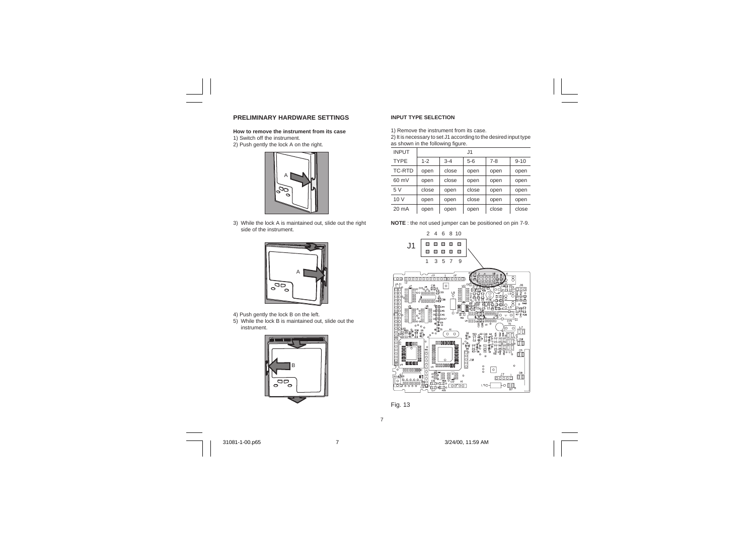## PRELIMINARY HARDWARE SETTINGS

**How to remove the instrument from its case**

1) Switch off the instrument.
2) Push gently the lock A on the right.

3) While the lock A is maintained out, slide out the right side of the instrument.

4) Push gently the lock B on the left.
5) While the lock B is maintained out, slide out the instrument.

### INPUT TYPE SELECTION

1) Remove the instrument from its case.
2) It is necessary to set J1 according to the desired input type as shown in the following figure.

| INPUT | J1 | | | | |
|---|---|---|---|---|---|
| TYPE | 1-2 | 3-4 | 5-6 | 7-8 | 9-10 |
| TC-RTD | open | close | open | open | open |
| 60 mV | open | close | open | open | open |
| 5 V | close | open | close | open | open |
| 10 V | open | open | close | open | open |
| 20 mA | open | open | open | close | close |

**NOTE** : the not used jumper can be positioned on pin 7-9.

Fig. 13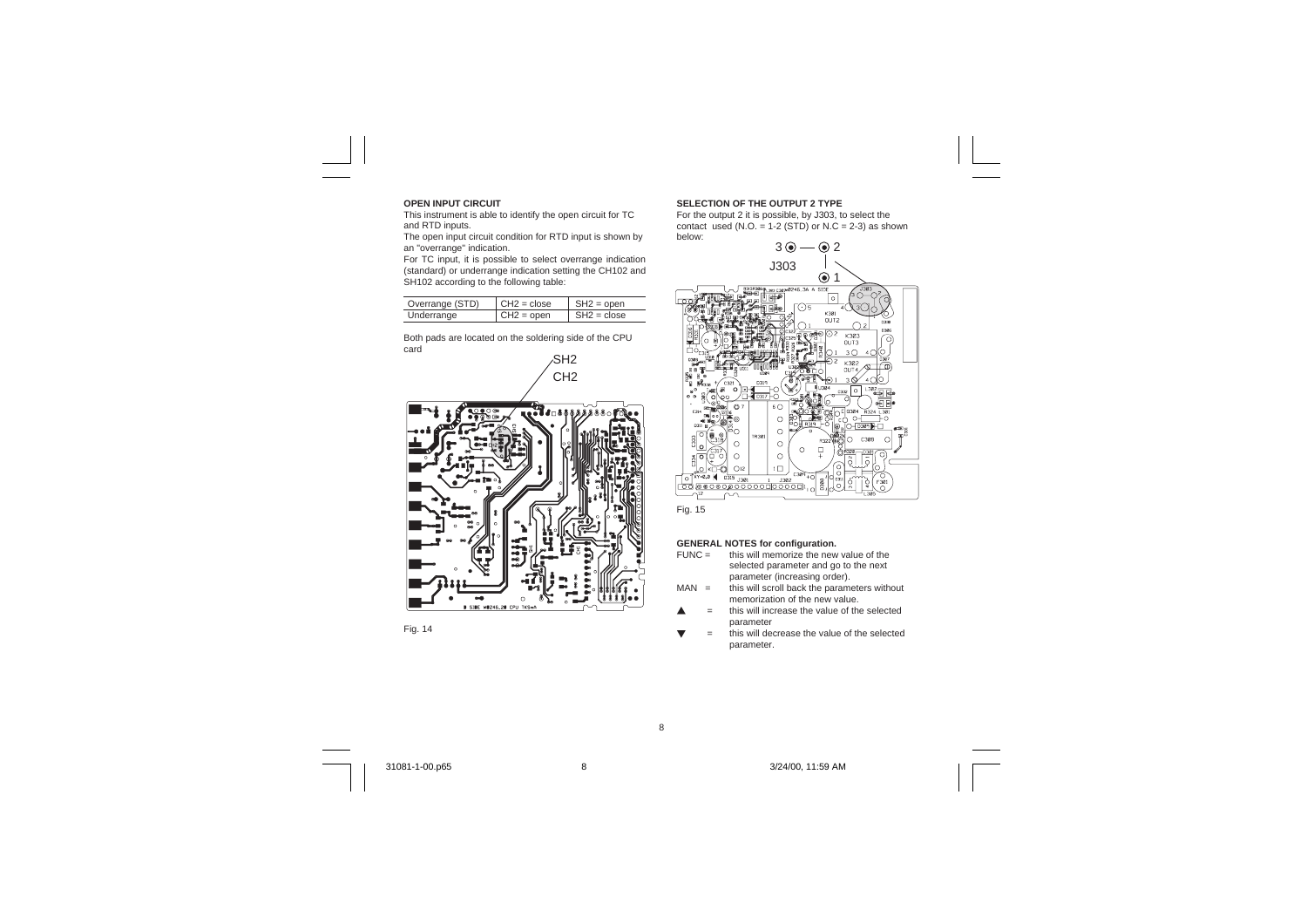#### OPEN INPUT CIRCUIT

This instrument is able to identify the open circuit for TC and RTD inputs.

The open input circuit condition for RTD input is shown by an "overrange" indication.

For TC input, it is possible to select overrange indication (standard) or underrange indication setting the CH102 and SH102 according to the following table:

| Overrange (STD) | CH2 = close | SH2 = open |
|---|---|---|
| Underrange | CH2 = open | SH2 = close |

Both pads are located on the soldering side of the CPU card

Fig. 14

#### SELECTION OF THE OUTPUT 2 TYPE

For the output 2 it is possible, by J303, to select the contact used (N.O. = 1-2 (STD) or N.C = 2-3) as shown below:

Fig. 15

#### GENERAL NOTES for configuration.

FUNC = this will memorize the new value of the selected parameter and go to the next parameter (increasing order).

MAN = this will scroll back the parameters without memorization of the new value.

▲ = this will increase the value of the selected parameter

▼ = this will decrease the value of the selected parameter.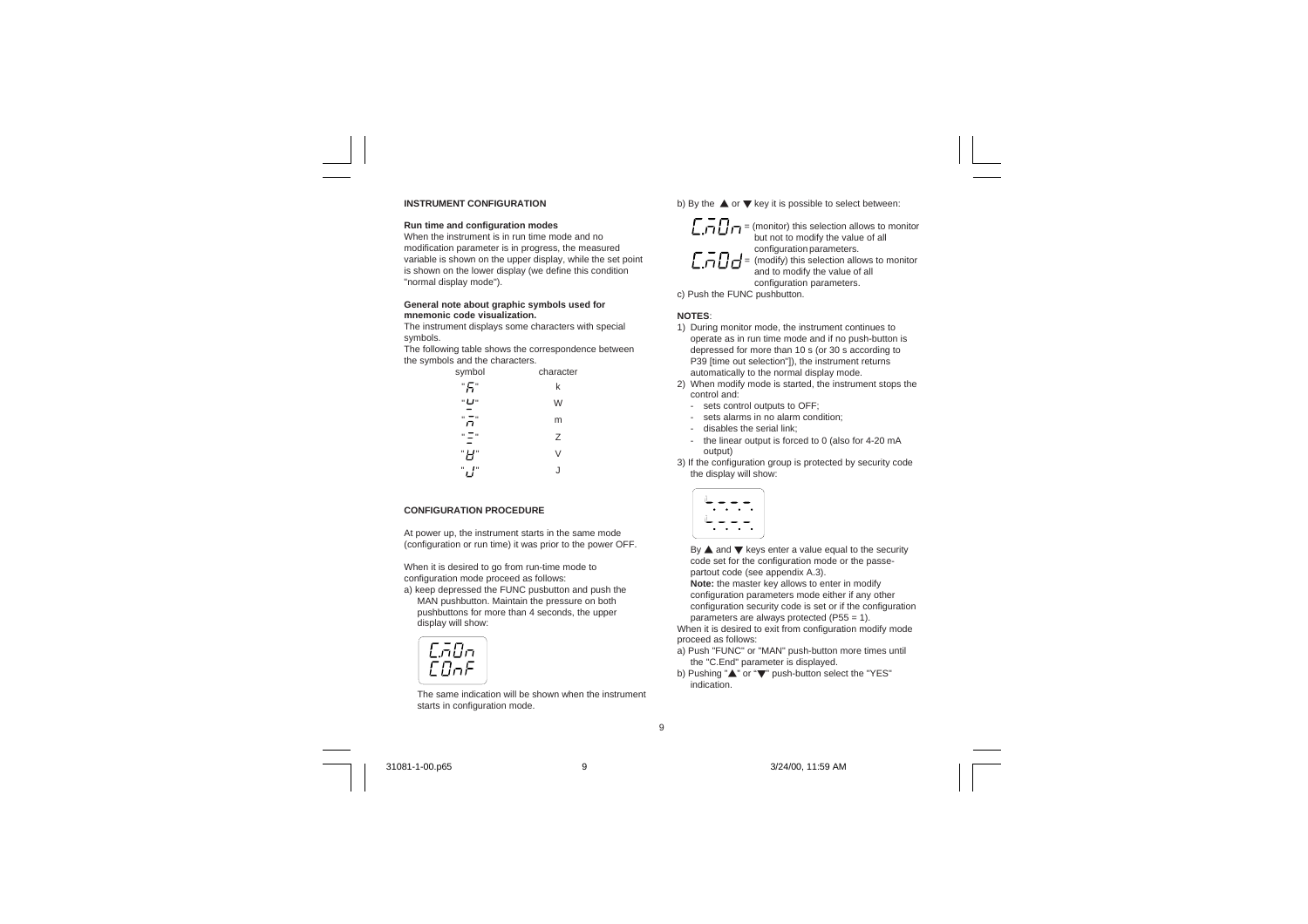## INSTRUMENT CONFIGURATION

### Run time and configuration modes

When the instrument is in run time mode and no modification parameter is in progress, the measured variable is shown on the upper display, while the set point is shown on the lower display (we define this condition "normal display mode").

### General note about graphic symbols used for mnemonic code visualization.

The instrument displays some characters with special symbols.

The following table shows the correspondence between the symbols and the characters.

| symbol | character |
|---|---|
| "k" | k |
| "W" | W |
| "m" | m |
| "Z" | Z |
| "V" | V |
| "J" | J |

## CONFIGURATION PROCEDURE

At power up, the instrument starts in the same mode (configuration or run time) it was prior to the power OFF.

When it is desired to go from run-time mode to configuration mode proceed as follows:

a) keep depressed the FUNC pusbutton and push the MAN pushbutton. Maintain the pressure on both pushbuttons for more than 4 seconds, the upper display will show:

```
C.mOn
COnF
```

The same indication will be shown when the instrument starts in configuration mode.

b) By the ▲ or ▼ key it is possible to select between:

C.mOn = (monitor) this selection allows to monitor but not to modify the value of all configuration parameters.

C.mOd = (modify) this selection allows to monitor and to modify the value of all configuration parameters.

c) Push the FUNC pushbutton.

**NOTES**:

1) During monitor mode, the instrument continues to operate as in run time mode and if no push-button is depressed for more than 10 s (or 30 s according to P39 [time out selection"]), the instrument returns automatically to the normal display mode.
2) When modify mode is started, the instrument stops the control and:
   - sets control outputs to OFF;
   - sets alarms in no alarm condition;
   - disables the serial link;
   - the linear output is forced to 0 (also for 4-20 mA output)
3) If the configuration group is protected by security code the display will show:

```
- - - -
- - - -
```

By ▲ and ▼ keys enter a value equal to the security code set for the configuration mode or the passe-partout code (see appendix A.3).

**Note:** the master key allows to enter in modify configuration parameters mode either if any other configuration security code is set or if the configuration parameters are always protected (P55 = 1).

When it is desired to exit from configuration modify mode proceed as follows:

a) Push "FUNC" or "MAN" push-button more times until the "C.End" parameter is displayed.
b) Pushing "▲" or "▼" push-button select the "YES" indication.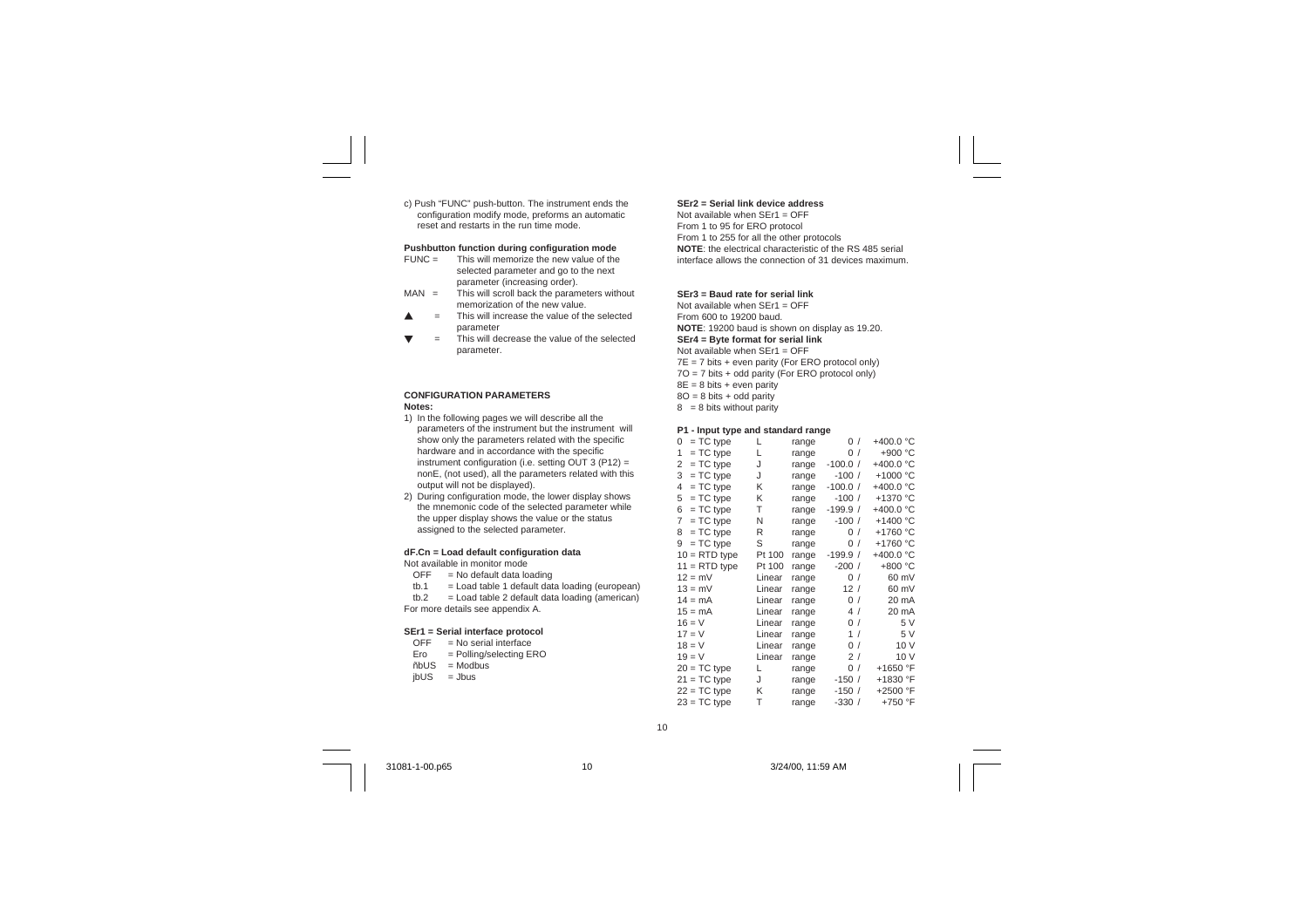c) Push "FUNC" push-button. The instrument ends the configuration modify mode, preforms an automatic reset and restarts in the run time mode.

**Pushbutton function during configuration mode**

FUNC = This will memorize the new value of the selected parameter and go to the next parameter (increasing order).

MAN = This will scroll back the parameters without memorization of the new value.

▲ = This will increase the value of the selected parameter

▼ = This will decrease the value of the selected parameter.

**CONFIGURATION PARAMETERS**

**Notes:**

1) In the following pages we will describe all the parameters of the instrument but the instrument will show only the parameters related with the specific hardware and in accordance with the specific instrument configuration (i.e. setting OUT 3 (P12) = nonE, (not used), all the parameters related with this output will not be displayed).
2) During configuration mode, the lower display shows the mnemonic code of the selected parameter while the upper display shows the value or the status assigned to the selected parameter.

**dF.Cn = Load default configuration data**

Not available in monitor mode

- OFF = No default data loading
- tb.1 = Load table 1 default data loading (european)
- tb.2 = Load table 2 default data loading (american)

For more details see appendix A.

**SEr1 = Serial interface protocol**

- OFF = No serial interface
- Ero = Polling/selecting ERO
- ñbUS = Modbus
- jbUS = Jbus

**SEr2 = Serial link device address**

Not available when SEr1 = OFF

From 1 to 95 for ERO protocol

From 1 to 255 for all the other protocols

**NOTE**: the electrical characteristic of the RS 485 serial interface allows the connection of 31 devices maximum.

**SEr3 = Baud rate for serial link**

Not available when SEr1 = OFF

From 600 to 19200 baud.

**NOTE**: 19200 baud is shown on display as 19.20.

**SEr4 = Byte format for serial link**

Not available when SEr1 = OFF

- 7E = 7 bits + even parity (For ERO protocol only)
- 7O = 7 bits + odd parity (For ERO protocol only)
- 8E = 8 bits + even parity
- 8O = 8 bits + odd parity
- 8 = 8 bits without parity

**P1 - Input type and standard range**

| Code | Type | | | Range |
|---|---|---|---|---|
| 0 | = TC type | L | range | 0 / +400.0 °C |
| 1 | = TC type | L | range | 0 / +900 °C |
| 2 | = TC type | J | range | -100.0 / +400.0 °C |
| 3 | = TC type | J | range | -100 / +1000 °C |
| 4 | = TC type | K | range | -100.0 / +400.0 °C |
| 5 | = TC type | K | range | -100 / +1370 °C |
| 6 | = TC type | T | range | -199.9 / +400.0 °C |
| 7 | = TC type | N | range | -100 / +1400 °C |
| 8 | = TC type | R | range | 0 / +1760 °C |
| 9 | = TC type | S | range | 0 / +1760 °C |
| 10 | = RTD type | Pt 100 | range | -199.9 / +400.0 °C |
| 11 | = RTD type | Pt 100 | range | -200 / +800 °C |
| 12 | = mV | Linear | range | 0 / 60 mV |
| 13 | = mV | Linear | range | 12 / 60 mV |
| 14 | = mA | Linear | range | 0 / 20 mA |
| 15 | = mA | Linear | range | 4 / 20 mA |
| 16 | = V | Linear | range | 0 / 5 V |
| 17 | = V | Linear | range | 1 / 5 V |
| 18 | = V | Linear | range | 0 / 10 V |
| 19 | = V | Linear | range | 2 / 10 V |
| 20 | = TC type | L | range | 0 / +1650 °F |
| 21 | = TC type | J | range | -150 / +1830 °F |
| 22 | = TC type | K | range | -150 / +2500 °F |
| 23 | = TC type | T | range | -330 / +750 °F |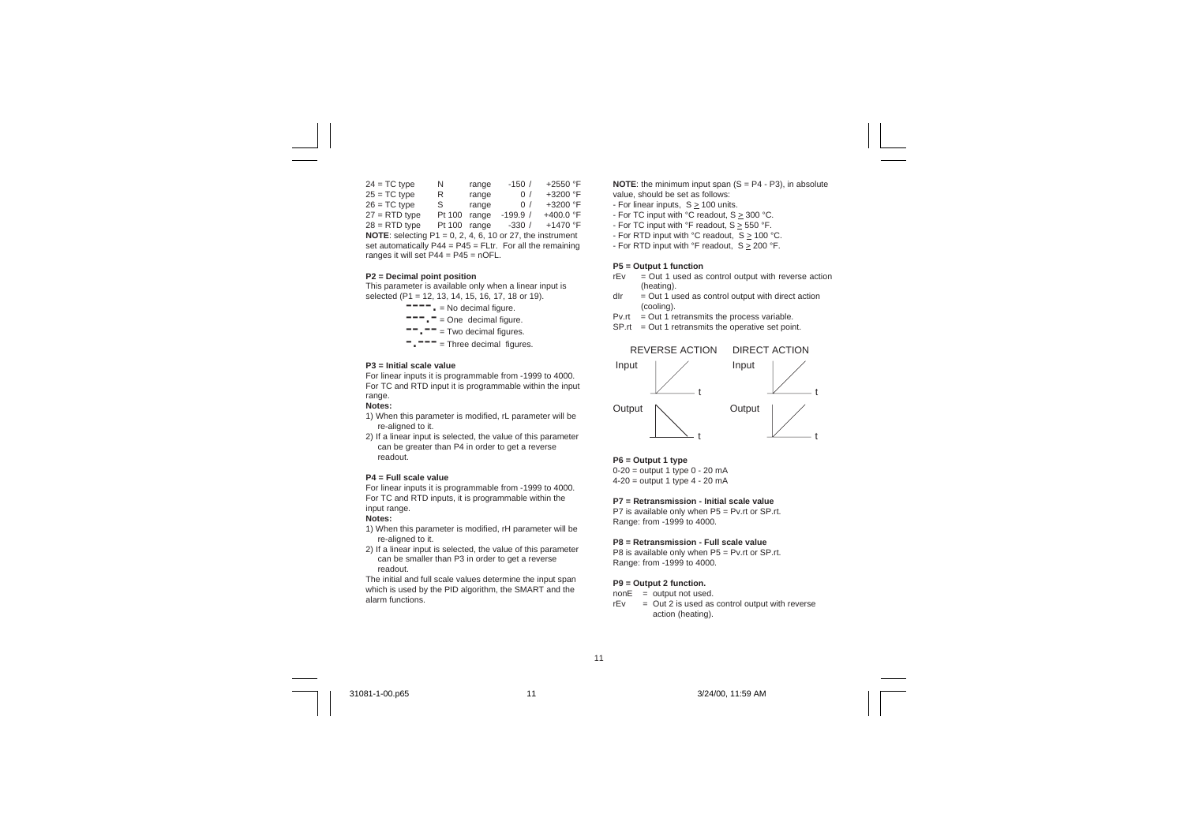| | | | | |
|---|---|---|---|---|
| 24 = TC type | N | range | -150 / | +2550 °F |
| 25 = TC type | R | range | 0 / | +3200 °F |
| 26 = TC type | S | range | 0 / | +3200 °F |
| 27 = RTD type | Pt 100 | range | -199.9 / | +400.0 °F |
| 28 = RTD type | Pt 100 | range | -330 / | +1470 °F |

**NOTE**: selecting P1 = 0, 2, 4, 6, 10 or 27, the instrument set automatically P44 = P45 = FLtr. For all the remaining ranges it will set P44 = P45 = nOFL.

**P2 = Decimal point position**

This parameter is available only when a linear input is selected (P1 = 12, 13, 14, 15, 16, 17, 18 or 19).

- `----.` = No decimal figure.
- `---.-` = One decimal figure.
- `--.--` = Two decimal figures.
- `-.---` = Three decimal figures.

**P3 = Initial scale value**

For linear inputs it is programmable from -1999 to 4000.
For TC and RTD input it is programmable within the input range.

**Notes:**

1) When this parameter is modified, rL parameter will be re-aligned to it.
2) If a linear input is selected, the value of this parameter can be greater than P4 in order to get a reverse readout.

**P4 = Full scale value**

For linear inputs it is programmable from -1999 to 4000.
For TC and RTD inputs, it is programmable within the input range.

**Notes:**

1) When this parameter is modified, rH parameter will be re-aligned to it.
2) If a linear input is selected, the value of this parameter can be smaller than P3 in order to get a reverse readout.

The initial and full scale values determine the input span which is used by the PID algorithm, the SMART and the alarm functions.

**NOTE**: the minimum input span (S = P4 - P3), in absolute value, should be set as follows:

- For linear inputs, $S \geq 100$ units.
- For TC input with °C readout, $S \geq 300$ °C.
- For TC input with °F readout, $S \geq 550$ °F.
- For RTD input with °C readout, $S \geq 100$ °C.
- For RTD input with °F readout, $S \geq 200$ °F.

**P5 = Output 1 function**

- rEv = Out 1 used as control output with reverse action (heating).
- dIr = Out 1 used as control output with direct action (cooling).
- Pv.rt = Out 1 retransmits the process variable.
- SP.rt = Out 1 retransmits the operative set point.

REVERSE ACTION DIRECT ACTION

Input Input

t t

Output Output

t t

**P6 = Output 1 type**

0-20 = output 1 type 0 - 20 mA
4-20 = output 1 type 4 - 20 mA

**P7 = Retransmission - Initial scale value**

P7 is available only when P5 = Pv.rt or SP.rt.
Range: from -1999 to 4000.

**P8 = Retransmission - Full scale value**

P8 is available only when P5 = Pv.rt or SP.rt.
Range: from -1999 to 4000.

**P9 = Output 2 function.**

- nonE = output not used.
- rEv = Out 2 is used as control output with reverse action (heating).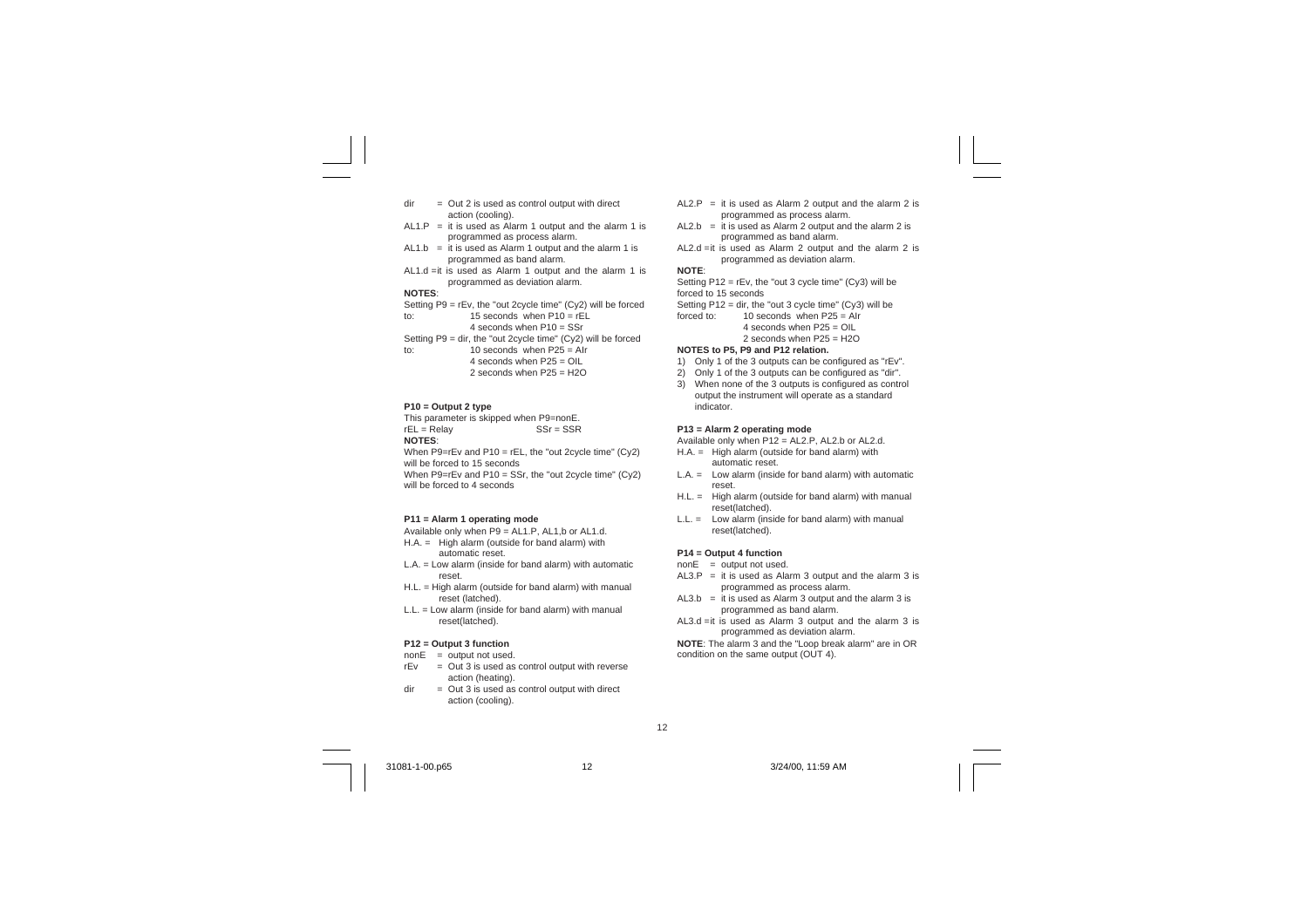dir = Out 2 is used as control output with direct action (cooling).

AL1.P = it is used as Alarm 1 output and the alarm 1 is programmed as process alarm.

AL1.b = it is used as Alarm 1 output and the alarm 1 is programmed as band alarm.

AL1.d = it is used as Alarm 1 output and the alarm 1 is programmed as deviation alarm.

**NOTES**:

Setting P9 = rEv, the "out 2cycle time" (Cy2) will be forced to:
- 15 seconds when P10 = rEL
- 4 seconds when P10 = SSr

Setting P9 = dir, the "out 2cycle time" (Cy2) will be forced to:
- 10 seconds when P25 = AIr
- 4 seconds when P25 = OIL
- 2 seconds when P25 = H2O

**P10 = Output 2 type**

This parameter is skipped when P9=nonE.

rEL = Relay    SSr = SSR

**NOTES**:

When P9=rEv and P10 = rEL, the "out 2cycle time" (Cy2) will be forced to 15 seconds

When P9=rEv and P10 = SSr, the "out 2cycle time" (Cy2) will be forced to 4 seconds

**P11 = Alarm 1 operating mode**

Available only when P9 = AL1.P, AL1,b or AL1.d.

H.A. = High alarm (outside for band alarm) with automatic reset.

L.A. = Low alarm (inside for band alarm) with automatic reset.

H.L. = High alarm (outside for band alarm) with manual reset (latched).

L.L. = Low alarm (inside for band alarm) with manual reset(latched).

**P12 = Output 3 function**

nonE = output not used.

rEv = Out 3 is used as control output with reverse action (heating).

dir = Out 3 is used as control output with direct action (cooling).

AL2.P = it is used as Alarm 2 output and the alarm 2 is programmed as process alarm.

AL2.b = it is used as Alarm 2 output and the alarm 2 is programmed as band alarm.

AL2.d = it is used as Alarm 2 output and the alarm 2 is programmed as deviation alarm.

**NOTE**:

Setting P12 = rEv, the "out 3 cycle time" (Cy3) will be forced to 15 seconds

Setting P12 = dir, the "out 3 cycle time" (Cy3) will be forced to:
- 10 seconds when P25 = AIr
- 4 seconds when P25 = OIL
- 2 seconds when P25 = H2O

**NOTES to P5, P9 and P12 relation.**

1) Only 1 of the 3 outputs can be configured as "rEv".
2) Only 1 of the 3 outputs can be configured as "dir".
3) When none of the 3 outputs is configured as control output the instrument will operate as a standard indicator.

**P13 = Alarm 2 operating mode**

Available only when P12 = AL2.P, AL2.b or AL2.d.

H.A. = High alarm (outside for band alarm) with automatic reset.

L.A. = Low alarm (inside for band alarm) with automatic reset.

H.L. = High alarm (outside for band alarm) with manual reset(latched).

L.L. = Low alarm (inside for band alarm) with manual reset(latched).

**P14 = Output 4 function**

nonE = output not used.

AL3.P = it is used as Alarm 3 output and the alarm 3 is programmed as process alarm.

AL3.b = it is used as Alarm 3 output and the alarm 3 is programmed as band alarm.

AL3.d = it is used as Alarm 3 output and the alarm 3 is programmed as deviation alarm.

**NOTE**: The alarm 3 and the "Loop break alarm" are in OR condition on the same output (OUT 4).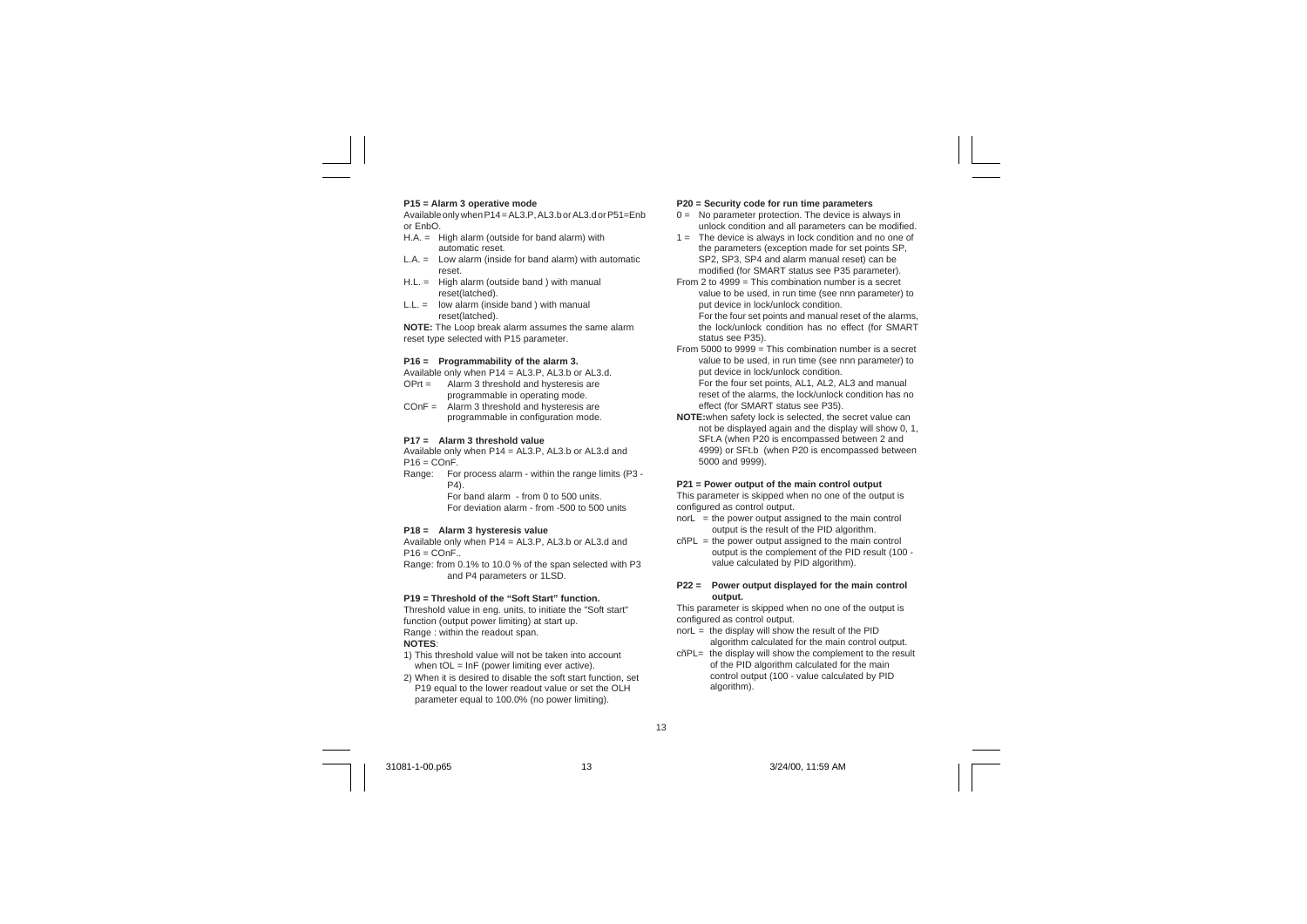**P15 = Alarm 3 operative mode**

Available only when P14 = AL3.P, AL3.b or AL3.d or P51=Enb or EnbO.

- H.A. = High alarm (outside for band alarm) with automatic reset.
- L.A. = Low alarm (inside for band alarm) with automatic reset.
- H.L. = High alarm (outside band ) with manual reset(latched).
- L.L. = low alarm (inside band ) with manual reset(latched).

**NOTE:** The Loop break alarm assumes the same alarm reset type selected with P15 parameter.

**P16 = Programmability of the alarm 3.**

Available only when P14 = AL3.P, AL3.b or AL3.d.

- OPrt = Alarm 3 threshold and hysteresis are programmable in operating mode.
- COnF = Alarm 3 threshold and hysteresis are programmable in configuration mode.

**P17 = Alarm 3 threshold value**

Available only when P14 = AL3.P, AL3.b or AL3.d and P16 = COnF.

Range: For process alarm - within the range limits (P3 - P4).
For band alarm - from 0 to 500 units.
For deviation alarm - from -500 to 500 units

**P18 = Alarm 3 hysteresis value**

Available only when P14 = AL3.P, AL3.b or AL3.d and P16 = COnF..

Range: from 0.1% to 10.0 % of the span selected with P3 and P4 parameters or 1LSD.

**P19 = Threshold of the "Soft Start" function.**

Threshold value in eng. units, to initiate the "Soft start" function (output power limiting) at start up.

Range : within the readout span.

**NOTES**:

1) This threshold value will not be taken into account when tOL = InF (power limiting ever active).
2) When it is desired to disable the soft start function, set P19 equal to the lower readout value or set the OLH parameter equal to 100.0% (no power limiting).

**P20 = Security code for run time parameters**

- 0 = No parameter protection. The device is always in unlock condition and all parameters can be modified.
- 1 = The device is always in lock condition and no one of the parameters (exception made for set points SP, SP2, SP3, SP4 and alarm manual reset) can be modified (for SMART status see P35 parameter).
- From 2 to 4999 = This combination number is a secret value to be used, in run time (see nnn parameter) to put device in lock/unlock condition.
  For the four set points and manual reset of the alarms, the lock/unlock condition has no effect (for SMART status see P35).
- From 5000 to 9999 = This combination number is a secret value to be used, in run time (see nnn parameter) to put device in lock/unlock condition.
  For the four set points, AL1, AL2, AL3 and manual reset of the alarms, the lock/unlock condition has no effect (for SMART status see P35).

**NOTE:** when safety lock is selected, the secret value can not be displayed again and the display will show 0, 1, SFt.A (when P20 is encompassed between 2 and 4999) or SFt.b (when P20 is encompassed between 5000 and 9999).

**P21 = Power output of the main control output**

This parameter is skipped when no one of the output is configured as control output.

- norL = the power output assigned to the main control output is the result of the PID algorithm.
- cñPL = the power output assigned to the main control output is the complement of the PID result (100 - value calculated by PID algorithm).

**P22 = Power output displayed for the main control output.**

This parameter is skipped when no one of the output is configured as control output.

- norL = the display will show the result of the PID algorithm calculated for the main control output.
- cñPL= the display will show the complement to the result of the PID algorithm calculated for the main control output (100 - value calculated by PID algorithm).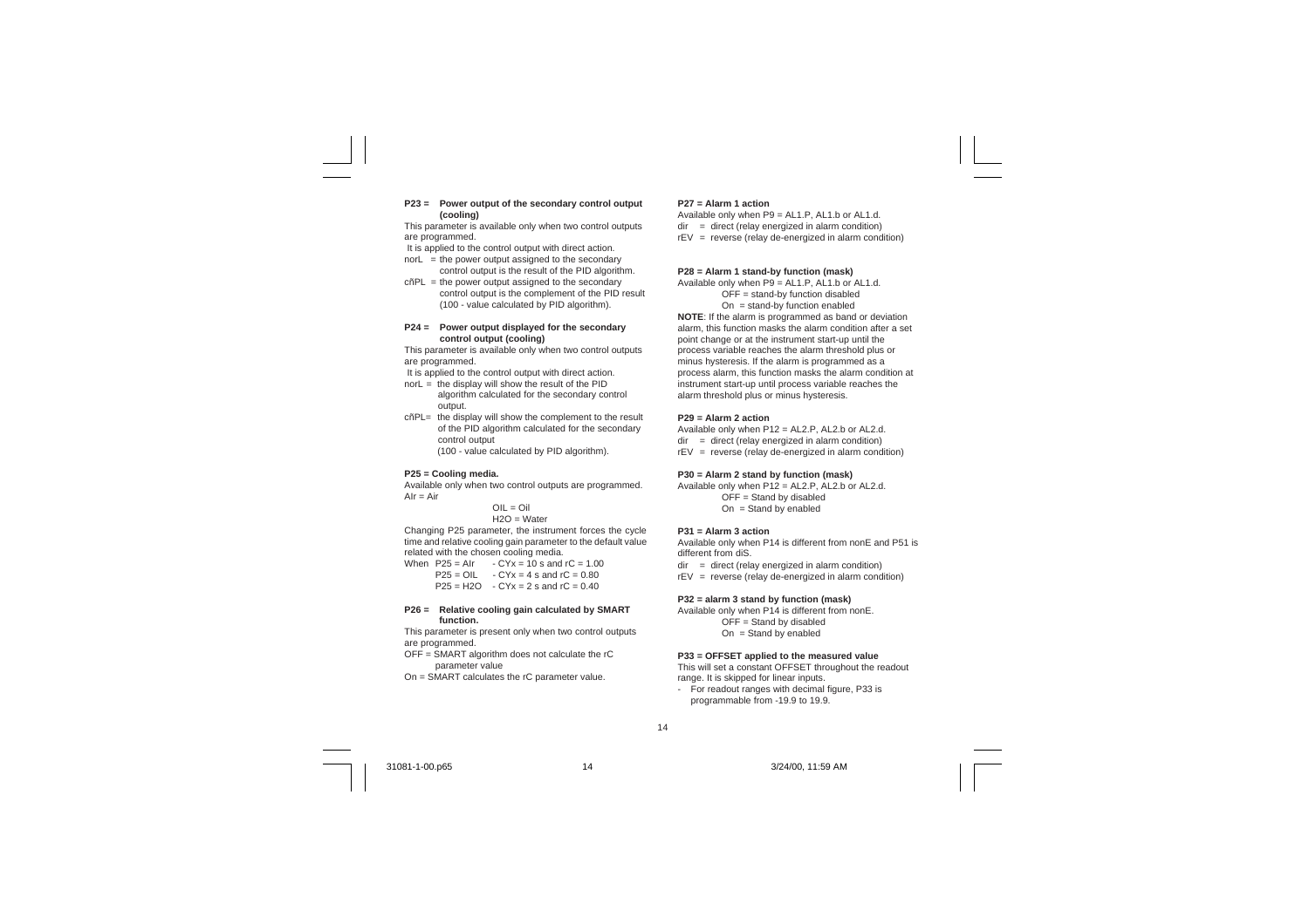**P23 = Power output of the secondary control output (cooling)**

This parameter is available only when two control outputs are programmed.

It is applied to the control output with direct action.

norL = the power output assigned to the secondary control output is the result of the PID algorithm.

cñPL = the power output assigned to the secondary control output is the complement of the PID result (100 - value calculated by PID algorithm).

**P24 = Power output displayed for the secondary control output (cooling)**

This parameter is available only when two control outputs are programmed.

It is applied to the control output with direct action.

norL = the display will show the result of the PID algorithm calculated for the secondary control output.

cñPL= the display will show the complement to the result of the PID algorithm calculated for the secondary control output (100 - value calculated by PID algorithm).

**P25 = Cooling media.**

Available only when two control outputs are programmed.

AIr = Air

OIL = Oil

H2O = Water

Changing P25 parameter, the instrument forces the cycle time and relative cooling gain parameter to the default value related with the chosen cooling media.

When P25 = AIr - CYx = 10 s and rC = 1.00

P25 = OIL - CYx = 4 s and rC = 0.80

P25 = H2O - CYx = 2 s and rC = 0.40

**P26 = Relative cooling gain calculated by SMART function.**

This parameter is present only when two control outputs are programmed.

OFF = SMART algorithm does not calculate the rC parameter value

On = SMART calculates the rC parameter value.

**P27 = Alarm 1 action**

Available only when P9 = AL1.P, AL1.b or AL1.d.

dir = direct (relay energized in alarm condition)

rEV = reverse (relay de-energized in alarm condition)

**P28 = Alarm 1 stand-by function (mask)**

Available only when P9 = AL1.P, AL1.b or AL1.d.

OFF = stand-by function disabled

On = stand-by function enabled

**NOTE**: If the alarm is programmed as band or deviation alarm, this function masks the alarm condition after a set point change or at the instrument start-up until the process variable reaches the alarm threshold plus or minus hysteresis. If the alarm is programmed as a process alarm, this function masks the alarm condition at instrument start-up until process variable reaches the alarm threshold plus or minus hysteresis.

**P29 = Alarm 2 action**

Available only when P12 = AL2.P, AL2.b or AL2.d.

dir = direct (relay energized in alarm condition)

rEV = reverse (relay de-energized in alarm condition)

**P30 = Alarm 2 stand by function (mask)**

Available only when P12 = AL2.P, AL2.b or AL2.d.

OFF = Stand by disabled

On = Stand by enabled

**P31 = Alarm 3 action**

Available only when P14 is different from nonE and P51 is different from diS.

dir = direct (relay energized in alarm condition)

rEV = reverse (relay de-energized in alarm condition)

**P32 = alarm 3 stand by function (mask)**

Available only when P14 is different from nonE.

OFF = Stand by disabled

On = Stand by enabled

**P33 = OFFSET applied to the measured value**

This will set a constant OFFSET throughout the readout range. It is skipped for linear inputs.

- For readout ranges with decimal figure, P33 is programmable from -19.9 to 19.9.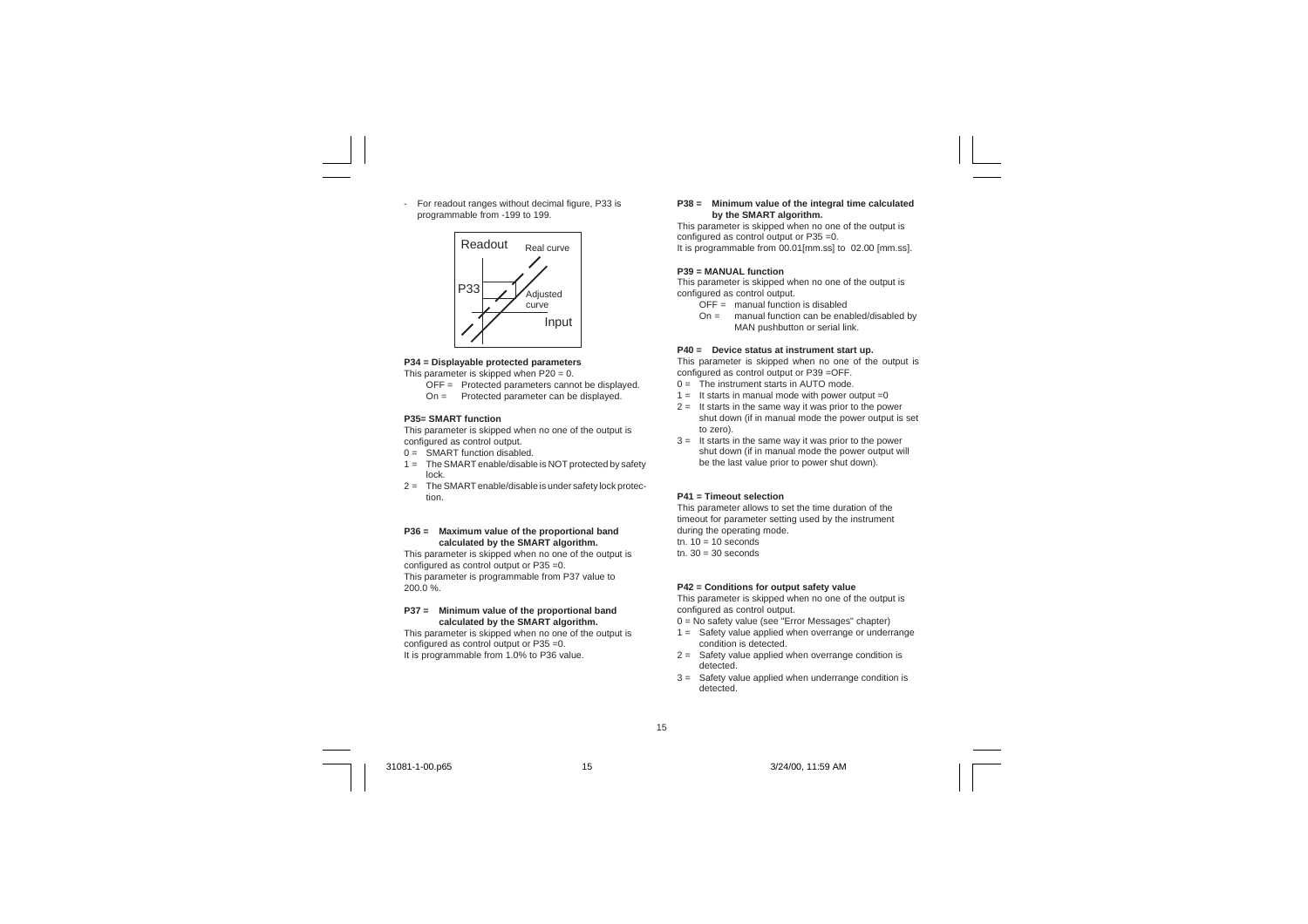- For readout ranges without decimal figure, P33 is programmable from -199 to 199.

**P34 = Displayable protected parameters**

This parameter is skipped when P20 = 0.

OFF = Protected parameters cannot be displayed.
On = Protected parameter can be displayed.

**P35= SMART function**

This parameter is skipped when no one of the output is configured as control output.

0 = SMART function disabled.
1 = The SMART enable/disable is NOT protected by safety lock.
2 = The SMART enable/disable is under safety lock protection.

**P36 = Maximum value of the proportional band calculated by the SMART algorithm.**

This parameter is skipped when no one of the output is configured as control output or P35 =0.
This parameter is programmable from P37 value to 200.0 %.

**P37 = Minimum value of the proportional band calculated by the SMART algorithm.**

This parameter is skipped when no one of the output is configured as control output or P35 =0.
It is programmable from 1.0% to P36 value.

**P38 = Minimum value of the integral time calculated by the SMART algorithm.**

This parameter is skipped when no one of the output is configured as control output or P35 =0.
It is programmable from 00.01[mm.ss] to 02.00 [mm.ss].

**P39 = MANUAL function**

This parameter is skipped when no one of the output is configured as control output.

OFF = manual function is disabled
On = manual function can be enabled/disabled by MAN pushbutton or serial link.

**P40 = Device status at instrument start up.**

This parameter is skipped when no one of the output is configured as control output or P39 =OFF.

0 = The instrument starts in AUTO mode.
1 = It starts in manual mode with power output =0
2 = It starts in the same way it was prior to the power shut down (if in manual mode the power output is set to zero).
3 = It starts in the same way it was prior to the power shut down (if in manual mode the power output will be the last value prior to power shut down).

**P41 = Timeout selection**

This parameter allows to set the time duration of the timeout for parameter setting used by the instrument during the operating mode.
tn. 10 = 10 seconds
tn. 30 = 30 seconds

**P42 = Conditions for output safety value**

This parameter is skipped when no one of the output is configured as control output.

0 = No safety value (see "Error Messages" chapter)
1 = Safety value applied when overrange or underrange condition is detected.
2 = Safety value applied when overrange condition is detected.
3 = Safety value applied when underrange condition is detected.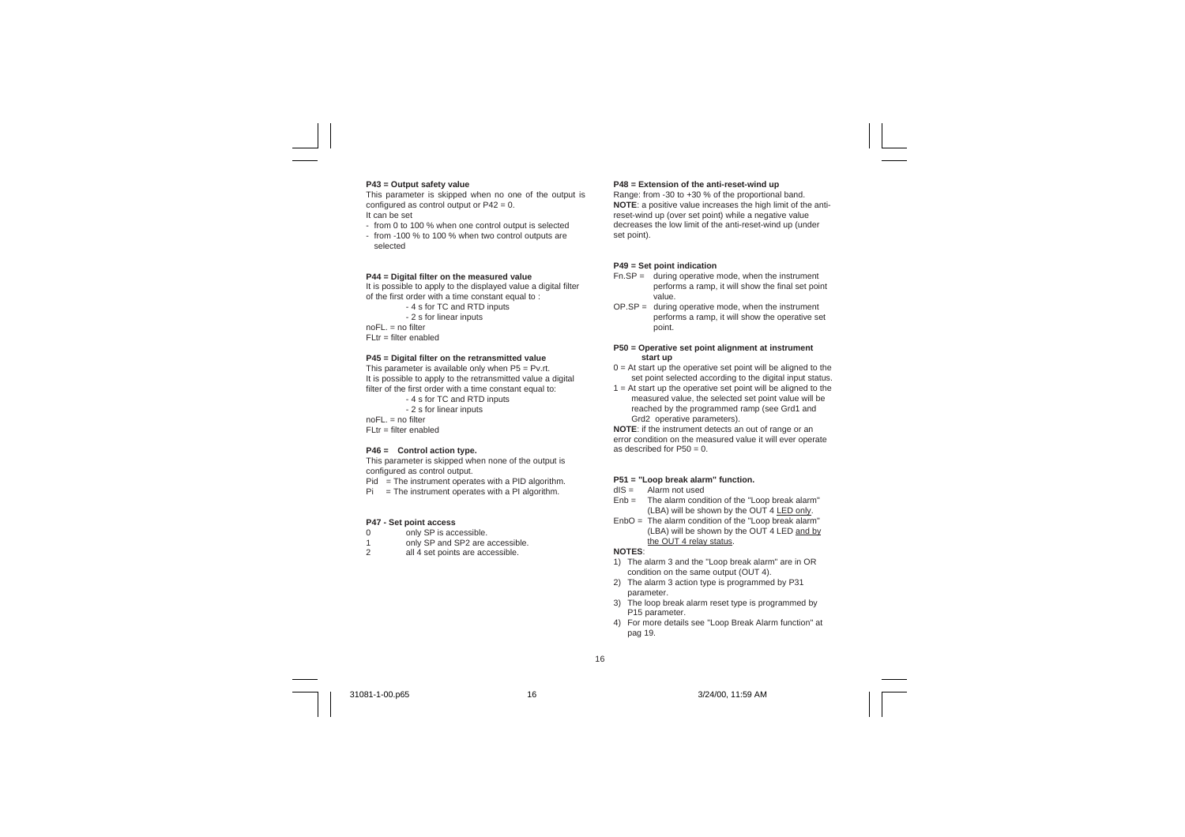**P43 = Output safety value**

This parameter is skipped when no one of the output is configured as control output or P42 = 0.
It can be set
- from 0 to 100 % when one control output is selected
- from -100 % to 100 % when two control outputs are selected

**P44 = Digital filter on the measured value**

It is possible to apply to the displayed value a digital filter of the first order with a time constant equal to :
- 4 s for TC and RTD inputs
- 2 s for linear inputs

noFL. = no filter
FLtr = filter enabled

**P45 = Digital filter on the retransmitted value**

This parameter is available only when P5 = Pv.rt.
It is possible to apply to the retransmitted value a digital filter of the first order with a time constant equal to:
- 4 s for TC and RTD inputs
- 2 s for linear inputs

noFL. = no filter
FLtr = filter enabled

**P46 = Control action type.**

This parameter is skipped when none of the output is configured as control output.
Pid = The instrument operates with a PID algorithm.
Pi = The instrument operates with a PI algorithm.

**P47 - Set point access**

0 only SP is accessible.
1 only SP and SP2 are accessible.
2 all 4 set points are accessible.

**P48 = Extension of the anti-reset-wind up**

Range: from -30 to +30 % of the proportional band.
**NOTE**: a positive value increases the high limit of the anti-reset-wind up (over set point) while a negative value decreases the low limit of the anti-reset-wind up (under set point).

**P49 = Set point indication**

Fn.SP = during operative mode, when the instrument performs a ramp, it will show the final set point value.
OP.SP = during operative mode, when the instrument performs a ramp, it will show the operative set point.

**P50 = Operative set point alignment at instrument start up**

0 = At start up the operative set point will be aligned to the set point selected according to the digital input status.
1 = At start up the operative set point will be aligned to the measured value, the selected set point value will be reached by the programmed ramp (see Grd1 and Grd2 operative parameters).

**NOTE**: if the instrument detects an out of range or an error condition on the measured value it will ever operate as described for P50 = 0.

**P51 = "Loop break alarm" function.**

dIS = Alarm not used
Enb = The alarm condition of the "Loop break alarm" (LBA) will be shown by the OUT 4 LED only.
EnbO = The alarm condition of the "Loop break alarm" (LBA) will be shown by the OUT 4 LED and by the OUT 4 relay status.

**NOTES**:
1) The alarm 3 and the "Loop break alarm" are in OR condition on the same output (OUT 4).
2) The alarm 3 action type is programmed by P31 parameter.
3) The loop break alarm reset type is programmed by P15 parameter.
4) For more details see "Loop Break Alarm function" at pag 19.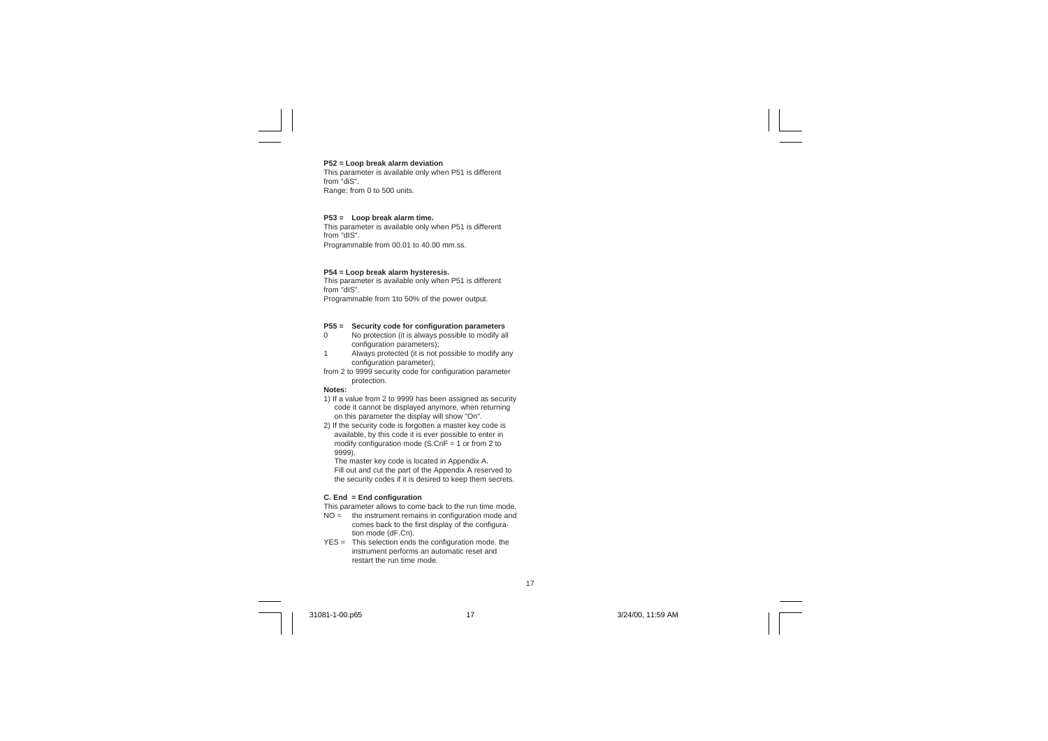**P52 = Loop break alarm deviation**

This parameter is available only when P51 is different from "diS".
Range: from 0 to 500 units.

**P53 = Loop break alarm time.**

This parameter is available only when P51 is different from "dIS".
Programmable from 00.01 to 40.00 mm.ss.

**P54 = Loop break alarm hysteresis.**

This parameter is available only when P51 is different from "dIS".
Programmable from 1to 50% of the power output.

**P55 = Security code for configuration parameters**

0 No protection (it is always possible to modify all configuration parameters);
1 Always protected (it is not possible to modify any configuration parameter);
from 2 to 9999 security code for configuration parameter protection.

**Notes:**

1) If a value from 2 to 9999 has been assigned as security code it cannot be displayed anymore, when returning on this parameter the display will show "On".
2) If the security code is forgotten a master key code is available, by this code it is ever possible to enter in modify configuration mode (S.CnF = 1 or from 2 to 9999).
   The master key code is located in Appendix A.
   Fill out and cut the part of the Appendix A reserved to the security codes if it is desired to keep them secrets.

**C. End = End configuration**

This parameter allows to come back to the run time mode.

NO = the instrument remains in configuration mode and comes back to the first display of the configuration mode (dF.Cn).
YES = This selection ends the configuration mode. the instrument performs an automatic reset and restart the run time mode.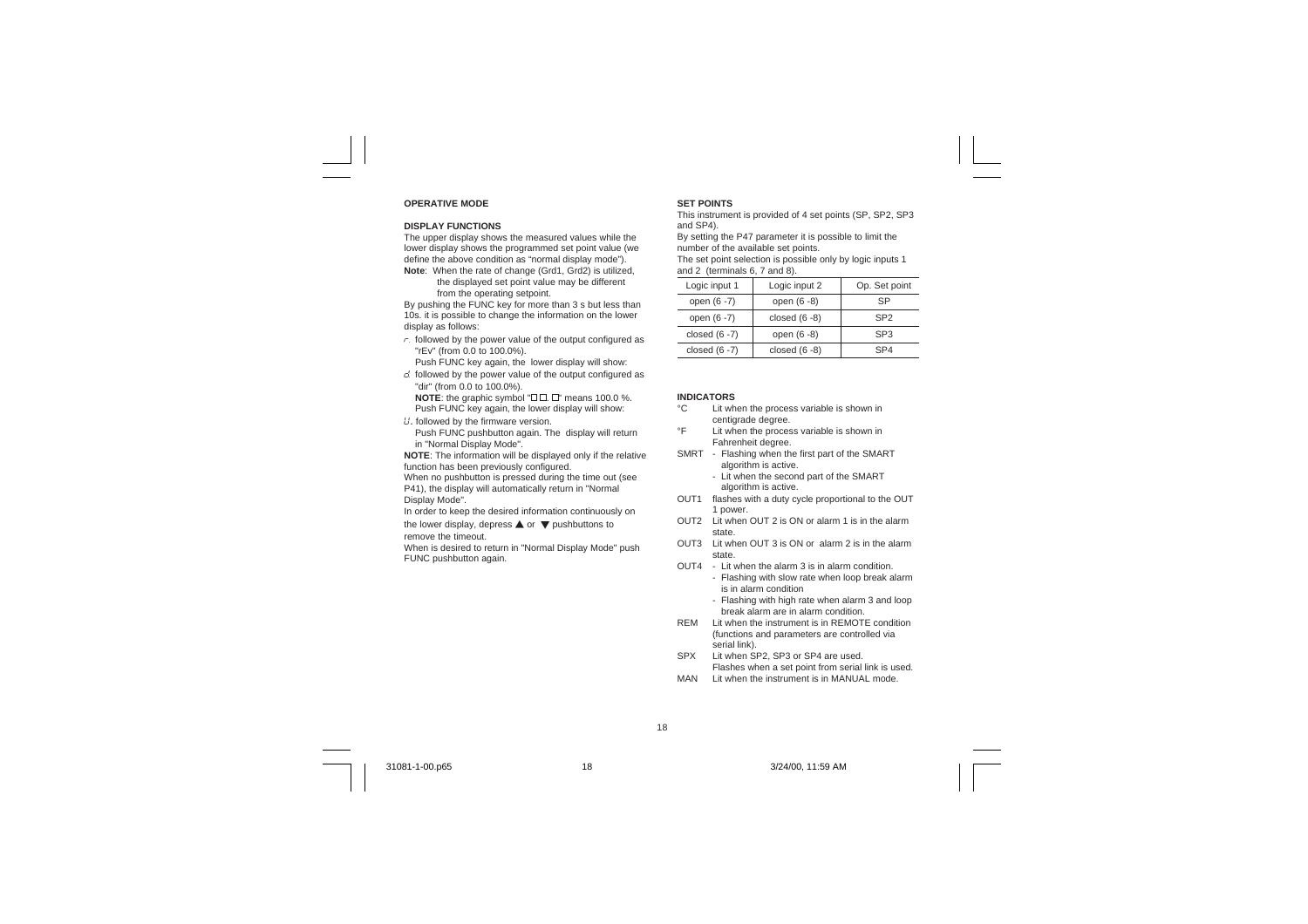## OPERATIVE MODE

### DISPLAY FUNCTIONS

The upper display shows the measured values while the lower display shows the programmed set point value (we define the above condition as "normal display mode").

**Note**: When the rate of change (Grd1, Grd2) is utilized, the displayed set point value may be different from the operating setpoint.

By pushing the FUNC key for more than 3 s but less than 10s. it is possible to change the information on the lower display as follows:

r. followed by the power value of the output configured as "rEv" (from 0.0 to 100.0%).

Push FUNC key again, the lower display will show:

d. followed by the power value of the output configured as "dir" (from 0.0 to 100.0%).

**NOTE**: the graphic symbol "□□.□" means 100.0 %.

Push FUNC key again, the lower display will show:

U. followed by the firmware version.

Push FUNC pushbutton again. The display will return in "Normal Display Mode".

**NOTE**: The information will be displayed only if the relative function has been previously configured.

When no pushbutton is pressed during the time out (see P41), the display will automatically return in "Normal Display Mode".

In order to keep the desired information continuously on the lower display, depress ▲ or ▼ pushbuttons to remove the timeout.

When is desired to return in "Normal Display Mode" push FUNC pushbutton again.

### SET POINTS

This instrument is provided of 4 set points (SP, SP2, SP3 and SP4).

By setting the P47 parameter it is possible to limit the number of the available set points.

The set point selection is possible only by logic inputs 1 and 2 (terminals 6, 7 and 8).

| Logic input 1 | Logic input 2 | Op. Set point |
|---|---|---|
| open (6 -7) | open (6 -8) | SP |
| open (6 -7) | closed (6 -8) | SP2 |
| closed (6 -7) | open (6 -8) | SP3 |
| closed (6 -7) | closed (6 -8) | SP4 |

### INDICATORS

- °C Lit when the process variable is shown in centigrade degree.
- °F Lit when the process variable is shown in Fahrenheit degree.
- SMRT
  - Flashing when the first part of the SMART algorithm is active.
  - Lit when the second part of the SMART algorithm is active.
- OUT1 flashes with a duty cycle proportional to the OUT 1 power.
- OUT2 Lit when OUT 2 is ON or alarm 1 is in the alarm state.
- OUT3 Lit when OUT 3 is ON or alarm 2 is in the alarm state.
- OUT4
  - Lit when the alarm 3 is in alarm condition.
  - Flashing with slow rate when loop break alarm is in alarm condition
  - Flashing with high rate when alarm 3 and loop break alarm are in alarm condition.
- REM Lit when the instrument is in REMOTE condition (functions and parameters are controlled via serial link).
- SPX Lit when SP2, SP3 or SP4 are used. Flashes when a set point from serial link is used.
- MAN Lit when the instrument is in MANUAL mode.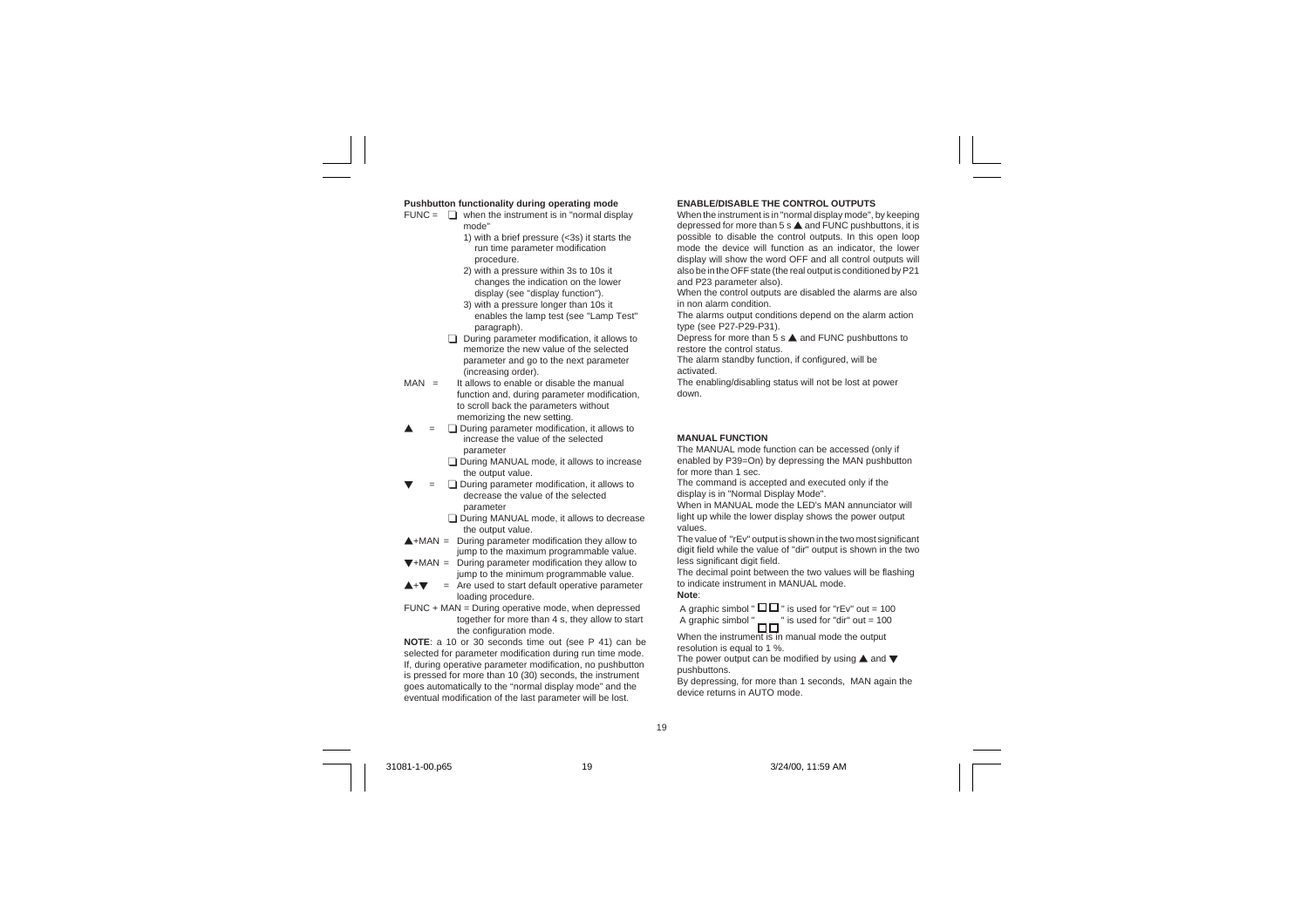**Pushbutton functionality during operating mode**

FUNC =
- ❑ when the instrument is in "normal display mode"
  1) with a brief pressure (<3s) it starts the run time parameter modification procedure.
  2) with a pressure within 3s to 10s it changes the indication on the lower display (see "display function").
  3) with a pressure longer than 10s it enables the lamp test (see "Lamp Test" paragraph).
- ❑ During parameter modification, it allows to memorize the new value of the selected parameter and go to the next parameter (increasing order).

MAN = It allows to enable or disable the manual function and, during parameter modification, to scroll back the parameters without memorizing the new setting.

▲ =
- ❑ During parameter modification, it allows to increase the value of the selected parameter
- ❑ During MANUAL mode, it allows to increase the output value.

▼ =
- ❑ During parameter modification, it allows to decrease the value of the selected parameter
- ❑ During MANUAL mode, it allows to decrease the output value.

▲+MAN = During parameter modification they allow to jump to the maximum programmable value.

▼+MAN = During parameter modification they allow to jump to the minimum programmable value.

▲+▼ = Are used to start default operative parameter loading procedure.

FUNC + MAN = During operative mode, when depressed together for more than 4 s, they allow to start the configuration mode.

**NOTE**: a 10 or 30 seconds time out (see P 41) can be selected for parameter modification during run time mode. If, during operative parameter modification, no pushbutton is pressed for more than 10 (30) seconds, the instrument goes automatically to the "normal display mode" and the eventual modification of the last parameter will be lost.

**ENABLE/DISABLE THE CONTROL OUTPUTS**

When the instrument is in "normal display mode", by keeping depressed for more than 5 s ▲ and FUNC pushbuttons, it is possible to disable the control outputs. In this open loop mode the device will function as an indicator, the lower display will show the word OFF and all control outputs will also be in the OFF state (the real output is conditioned by P21 and P23 parameter also).

When the control outputs are disabled the alarms are also in non alarm condition.

The alarms output conditions depend on the alarm action type (see P27-P29-P31).

Depress for more than 5 s ▲ and FUNC pushbuttons to restore the control status.

The alarm standby function, if configured, will be activated.

The enabling/disabling status will not be lost at power down.

**MANUAL FUNCTION**

The MANUAL mode function can be accessed (only if enabled by P39=On) by depressing the MAN pushbutton for more than 1 sec.

The command is accepted and executed only if the display is in "Normal Display Mode".

When in MANUAL mode the LED's MAN annunciator will light up while the lower display shows the power output values.

The value of "rEv" output is shown in the two most significant digit field while the value of "dir" output is shown in the two less significant digit field.

The decimal point between the two values will be flashing to indicate instrument in MANUAL mode.

**Note**:

A graphic simbol " □□ " is used for "rEv" out = 100

A graphic simbol " □□ " is used for "dir" out = 100

When the instrument is in manual mode the output resolution is equal to 1 %.

The power output can be modified by using ▲ and ▼ pushbuttons.

By depressing, for more than 1 seconds, MAN again the device returns in AUTO mode.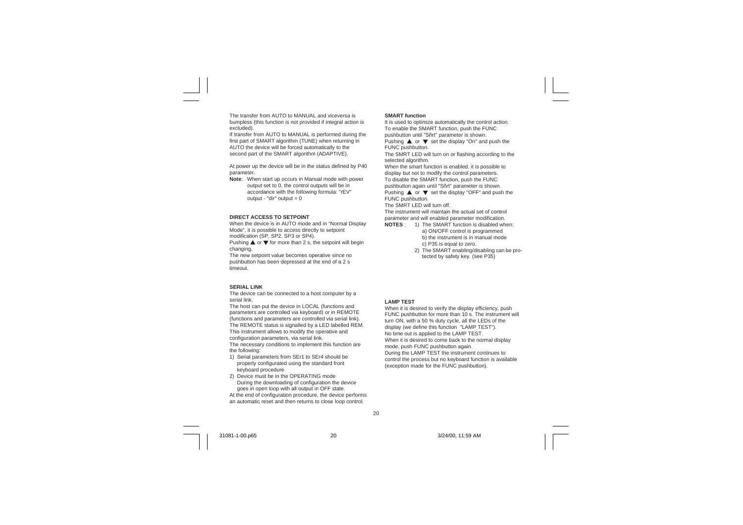The transfer from AUTO to MANUAL and viceversa is bumpless (this function is not provided if integral action is excluded).
If transfer from AUTO to MANUAL is performed during the first part of SMART algorithm (TUNE) when returning in AUTO the device will be forced automatically to the second part of the SMART algorithm (ADAPTIVE).

At power up the device will be in the status defined by P40 parameter.

**Note**: When start up occurs in Manual mode with power output set to 0, the control outputs will be in accordance with the following formula: "rEV" output - "dir" output = 0

**DIRECT ACCESS TO SETPOINT**

When the device is in AUTO mode and in "Normal Display Mode", it is possible to access directly to setpoint modification (SP, SP2, SP3 or SP4).
Pushing ▲ or ▼ for more than 2 s, the setpoint will begin changing.
The new setpoint value becomes operative since no pushbutton has been depressed at the end of a 2 s timeout.

**SERIAL LINK**

The device can be connected to a host computer by a serial link.
The host can put the device in LOCAL (functions and parameters are controlled via keyboard) or in REMOTE (functions and parameters are controlled via serial link).
The REMOTE status is signalled by a LED labelled REM.
This instrument allows to modify the operative and configuration parameters, via serial link.
The necessary conditions to implement this function are the following:

1) Serial parameters from SEr1 to SEr4 should be properly configurated using the standard front keyboard procedure
2) Device must be in the OPERATING mode
   During the downloading of configuration the device goes in open loop with all output in OFF state.

At the end of configuration procedure, the device performs an automatic reset and then returns to close loop control.

**SMART function**

It is used to optimize automatically the control action.
To enable the SMART function, push the FUNC pushbutton until "Sñrt" parameter is shown.
Pushing ▲ or ▼ set the display "On" and push the FUNC pushbutton.
The SMRT LED will turn on or flashing according to the selected algorithm.
When the smart function is enabled, it is possible to display but not to modify the control parameters.
To disable the SMART function, push the FUNC pushbutton again until "Sñrt" parameter is shown.
Pushing ▲ or ▼ set the display "OFF" and push the FUNC pushbutton.
The SMRT LED will turn off.
The instrument will maintain the actual set of control parameter and will enabled parameter modification.

**NOTES** :
1) The SMART function is disabled when:
   a) ON/OFF control is programmed
   b) the instrument is in manual mode
   c) P35 is equal to zero.
2) The SMART enabling/disabling can be protected by safety key. (see P35)

**LAMP TEST**

When it is desired to verify the display efficiency, push FUNC pushbutton for more than 10 s. The instrument will turn ON, with a 50 % duty cycle, all the LEDs of the display (we define this function "LAMP TEST").
No time out is applied to the LAMP TEST.
When it is desired to come back to the normal display mode, push FUNC pushbutton again.
During the LAMP TEST the instrument continues to control the process but no keyboard function is available (exception made for the FUNC pushbutton).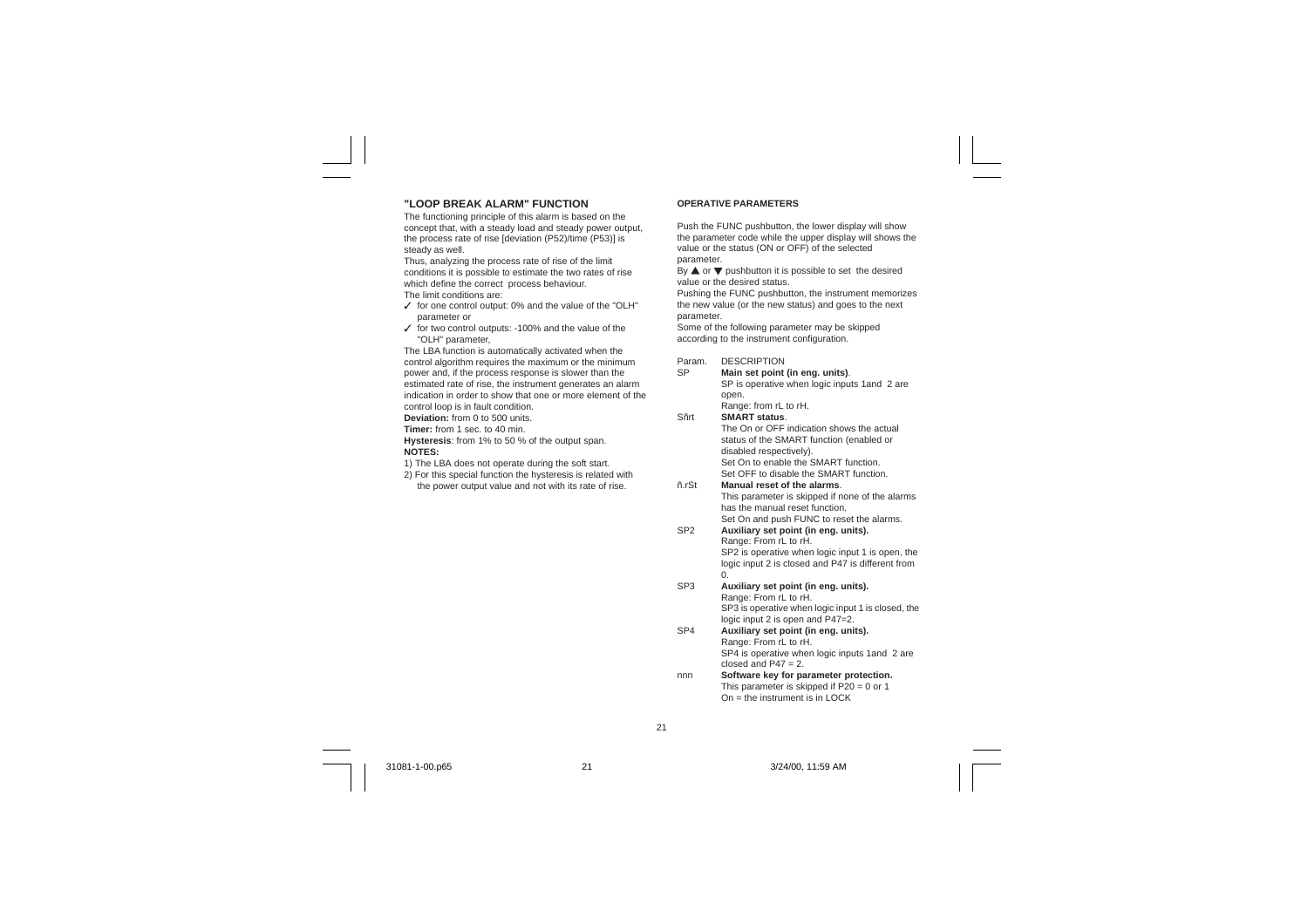## "LOOP BREAK ALARM" FUNCTION

The functioning principle of this alarm is based on the concept that, with a steady load and steady power output, the process rate of rise [deviation (P52)/time (P53)] is steady as well.

Thus, analyzing the process rate of rise of the limit conditions it is possible to estimate the two rates of rise which define the correct process behaviour.

The limit conditions are:

- ✓ for one control output: 0% and the value of the "OLH" parameter or
- ✓ for two control outputs: -100% and the value of the "OLH" parameter,

The LBA function is automatically activated when the control algorithm requires the maximum or the minimum power and, if the process response is slower than the estimated rate of rise, the instrument generates an alarm indication in order to show that one or more element of the control loop is in fault condition.

**Deviation:** from 0 to 500 units.

**Timer:** from 1 sec. to 40 min.

**Hysteresis**: from 1% to 50 % of the output span.

**NOTES:**

1) The LBA does not operate during the soft start.
2) For this special function the hysteresis is related with the power output value and not with its rate of rise.

**OPERATIVE PARAMETERS**

Push the FUNC pushbutton, the lower display will show the parameter code while the upper display will shows the value or the status (ON or OFF) of the selected parameter.

By ▲ or ▼ pushbutton it is possible to set the desired value or the desired status.

Pushing the FUNC pushbutton, the instrument memorizes the new value (or the new status) and goes to the next parameter.

Some of the following parameter may be skipped according to the instrument configuration.

| Param. | DESCRIPTION |
|---|---|
| SP | **Main set point (in eng. units)**. SP is operative when logic inputs 1and 2 are open. Range: from rL to rH. |
| Sñrt | **SMART status**. The On or OFF indication shows the actual status of the SMART function (enabled or disabled respectively). Set On to enable the SMART function. Set OFF to disable the SMART function. |
| ñ.rSt | **Manual reset of the alarms**. This parameter is skipped if none of the alarms has the manual reset function. Set On and push FUNC to reset the alarms. |
| SP2 | **Auxiliary set point (in eng. units).** Range: From rL to rH. SP2 is operative when logic input 1 is open, the logic input 2 is closed and P47 is different from 0. |
| SP3 | **Auxiliary set point (in eng. units).** Range: From rL to rH. SP3 is operative when logic input 1 is closed, the logic input 2 is open and P47=2. |
| SP4 | **Auxiliary set point (in eng. units).** Range: From rL to rH. SP4 is operative when logic inputs 1and 2 are closed and P47 = 2. |
| nnn | **Software key for parameter protection.** This parameter is skipped if P20 = 0 or 1 On = the instrument is in LOCK |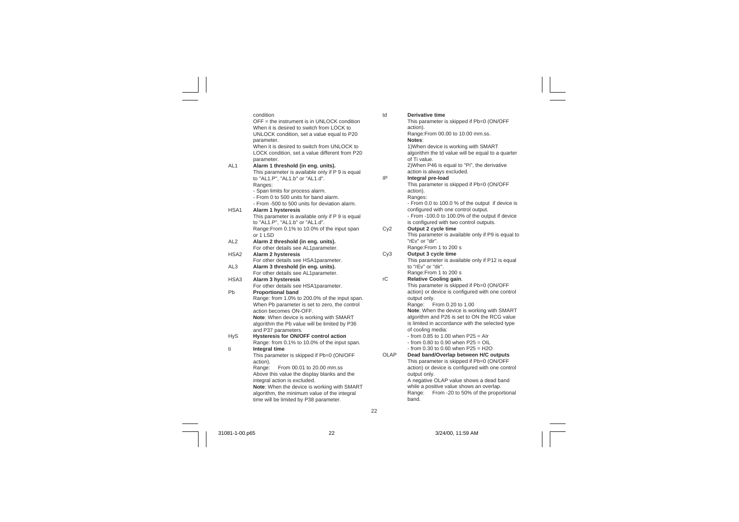condition
OFF = the instrument is in UNLOCK condition
When it is desired to switch from LOCK to UNLOCK condition, set a value equal to P20 parameter.
When it is desired to switch from UNLOCK to LOCK condition, set a value different from P20 parameter.

AL1 **Alarm 1 threshold (in eng. units).**
This parameter is available only if P 9 is equal to "AL1.P", "AL1.b" or "AL1.d".
Ranges:
- Span limits for process alarm.
- From 0 to 500 units for band alarm.
- From -500 to 500 units for deviation alarm.

HSA1 **Alarm 1 hysteresis**
This parameter is available only if P 9 is equal to "AL1.P", "AL1.b" or "AL1.d".
Range:From 0.1% to 10.0% of the input span or 1 LSD

AL2 **Alarm 2 threshold (in eng. units).**
For other details see AL1parameter.

HSA2 **Alarm 2 hysteresis**
For other details see HSA1parameter.

AL3 **Alarm 3 threshold (in eng. units).**
For other details see AL1parameter.

HSA3 **Alarm 3 hysteresis**
For other details see HSA1parameter.

Pb **Proportional band**
Range: from 1.0% to 200.0% of the input span.
When Pb parameter is set to zero, the control action becomes ON-OFF.
**Note**: When device is working with SMART algorithm the Pb value will be limited by P36 and P37 parameters.

HyS **Hysteresis for ON/OFF control action**
Range: from 0.1% to 10.0% of the input span.

ti **Integral time**
This parameter is skipped if Pb=0 (ON/OFF action).
Range: From 00.01 to 20.00 mm.ss
Above this value the display blanks and the integral action is excluded.
**Note**: When the device is working with SMART algorithm, the minimum value of the integral time will be limited by P38 parameter.

td **Derivative time**
This parameter is skipped if Pb=0 (ON/OFF action).
Range:From 00.00 to 10.00 mm.ss.
**Notes**:
1)When device is working with SMART algorithm the td value will be equal to a quarter of Ti value.
2)When P46 is equal to "Pi", the derivative action is always excluded.

IP **Integral pre-load**
This parameter is skipped if Pb=0 (ON/OFF action).
Ranges:
- From 0.0 to 100.0 % of the output if device is configured with one control output.
- From -100.0 to 100.0% of the output if device is configured with two control outputs.

Cy2 **Output 2 cycle time**
This parameter is available only if P9 is equal to "rEv" or "dir".
Range:From 1 to 200 s

Cy3 **Output 3 cycle time**
This parameter is available only if P12 is equal to "rEv" or "dir".
Range:From 1 to 200 s

rC **Relative Cooling gain**.
This parameter is skipped if Pb=0 (ON/OFF action) or device is configured with one control output only.
Range: From 0.20 to 1.00
**Note**: When the device is working with SMART algorithm and P26 is set to ON the RCG value is limited in accordance with the selected type of cooling media:
- from 0.85 to 1.00 when P25 = AIr
- from 0.80 to 0.90 when P25 = OIL
- from 0.30 to 0.60 when P25 = H2O

OLAP **Dead band/Overlap between H/C outputs**
This parameter is skipped if Pb=0 (ON/OFF action) or device is configured with one control output only.
A negative OLAP value shows a dead band while a positive value shows an overlap.
Range: From -20 to 50% of the proportional band.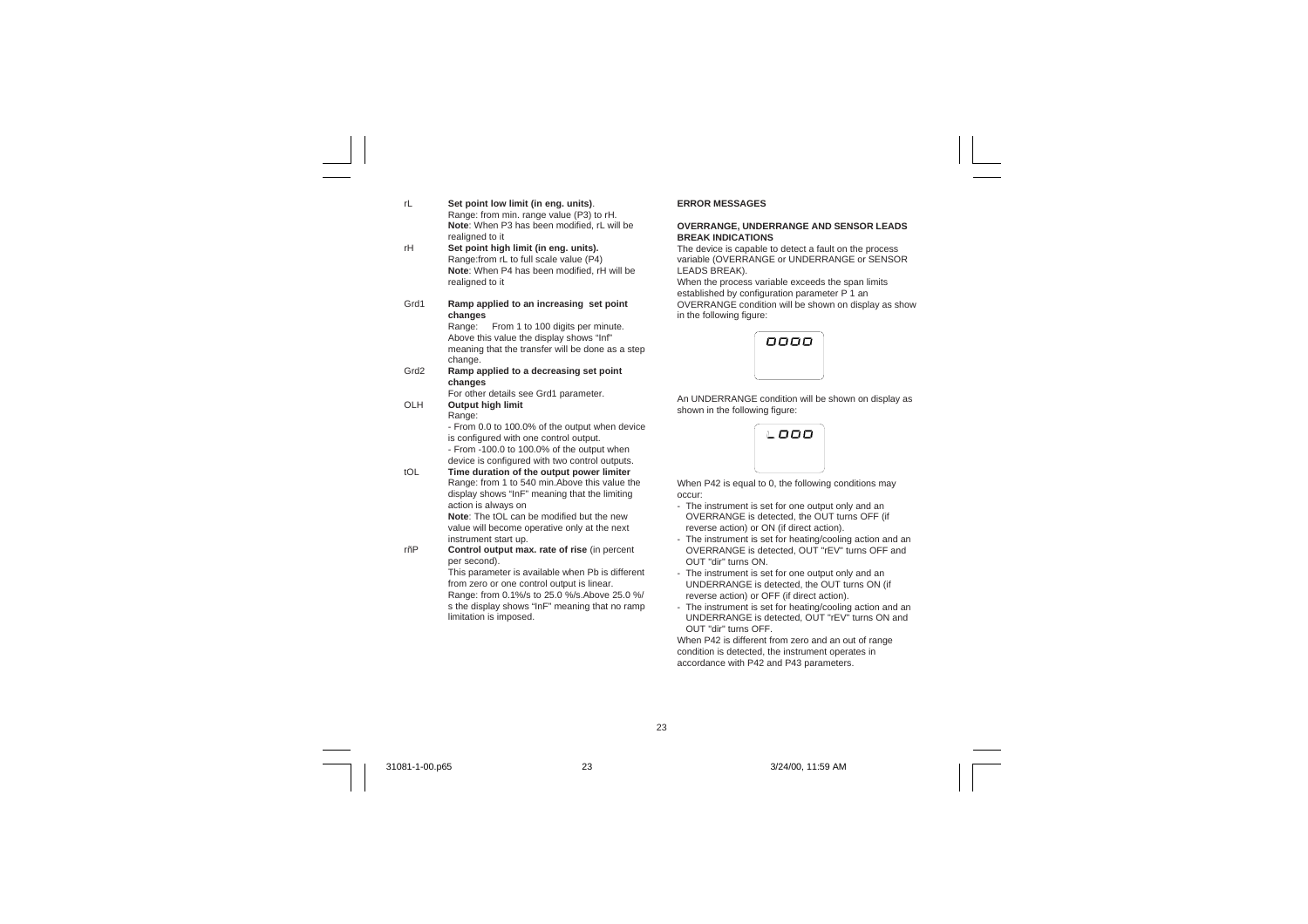rL **Set point low limit (in eng. units)**.
Range: from min. range value (P3) to rH.
**Note**: When P3 has been modified, rL will be realigned to it

rH **Set point high limit (in eng. units).**
Range:from rL to full scale value (P4)
**Note**: When P4 has been modified, rH will be realigned to it

Grd1 **Ramp applied to an increasing set point changes**
Range: From 1 to 100 digits per minute.
Above this value the display shows "Inf" meaning that the transfer will be done as a step change.

Grd2 **Ramp applied to a decreasing set point changes**
For other details see Grd1 parameter.

OLH **Output high limit**
Range:
- From 0.0 to 100.0% of the output when device is configured with one control output.
- From -100.0 to 100.0% of the output when device is configured with two control outputs.

tOL **Time duration of the output power limiter**
Range: from 1 to 540 min.Above this value the display shows "InF" meaning that the limiting action is always on
**Note**: The tOL can be modified but the new value will become operative only at the next instrument start up.

rñP **Control output max. rate of rise** (in percent per second).
This parameter is available when Pb is different from zero or one control output is linear.
Range: from 0.1%/s to 25.0 %/s.Above 25.0 %/s the display shows "InF" meaning that no ramp limitation is imposed.

**ERROR MESSAGES**

**OVERRANGE, UNDERRANGE AND SENSOR LEADS BREAK INDICATIONS**

The device is capable to detect a fault on the process variable (OVERRANGE or UNDERRANGE or SENSOR LEADS BREAK).

When the process variable exceeds the span limits established by configuration parameter P 1 an OVERRANGE condition will be shown on display as show in the following figure:

oooo

An UNDERRANGE condition will be shown on display as shown in the following figure:

_ooo

When P42 is equal to 0, the following conditions may occur:

- The instrument is set for one output only and an OVERRANGE is detected, the OUT turns OFF (if reverse action) or ON (if direct action).
- The instrument is set for heating/cooling action and an OVERRANGE is detected, OUT "rEV" turns OFF and OUT "dir" turns ON.
- The instrument is set for one output only and an UNDERRANGE is detected, the OUT turns ON (if reverse action) or OFF (if direct action).
- The instrument is set for heating/cooling action and an UNDERRANGE is detected, OUT "rEV" turns ON and OUT "dir" turns OFF.

When P42 is different from zero and an out of range condition is detected, the instrument operates in accordance with P42 and P43 parameters.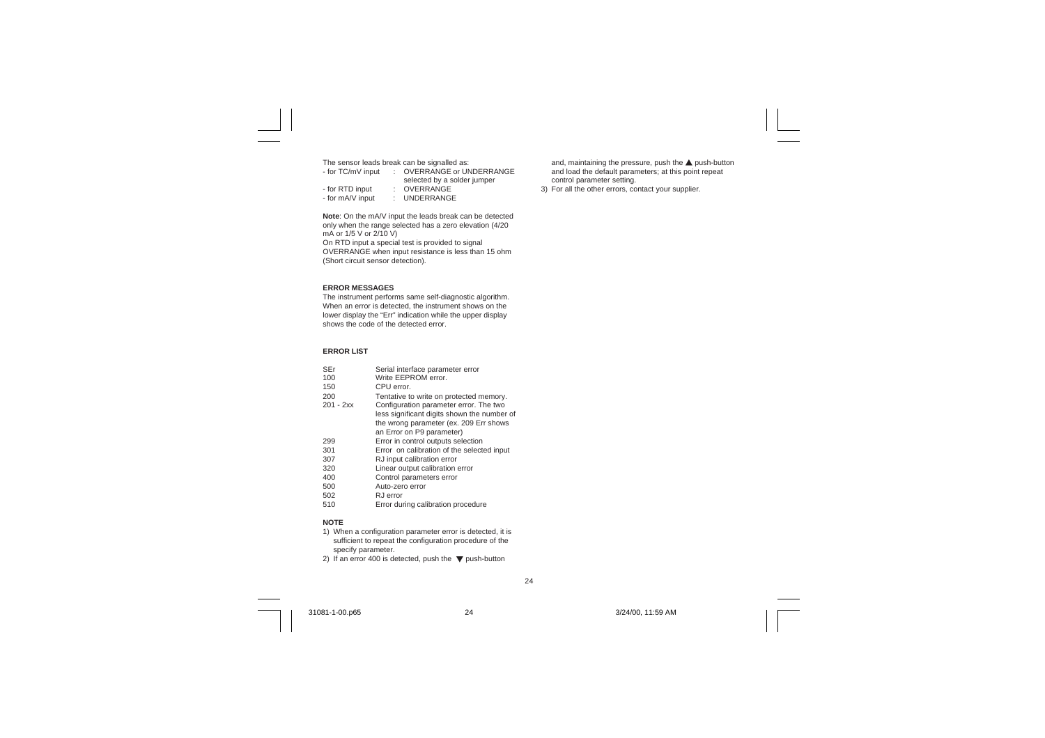The sensor leads break can be signalled as:

- for TC/mV input : OVERRANGE or UNDERRANGE selected by a solder jumper
- for RTD input : OVERRANGE
- for mA/V input : UNDERRANGE

**Note**: On the mA/V input the leads break can be detected only when the range selected has a zero elevation (4/20 mA or 1/5 V or 2/10 V)
On RTD input a special test is provided to signal OVERRANGE when input resistance is less than 15 ohm (Short circuit sensor detection).

**ERROR MESSAGES**

The instrument performs same self-diagnostic algorithm. When an error is detected, the instrument shows on the lower display the "Err" indication while the upper display shows the code of the detected error.

**ERROR LIST**

| | |
|---|---|
| SEr | Serial interface parameter error |
| 100 | Write EEPROM error. |
| 150 | CPU error. |
| 200 | Tentative to write on protected memory. |
| 201 - 2xx | Configuration parameter error. The two less significant digits shown the number of the wrong parameter (ex. 209 Err shows an Error on P9 parameter) |
| 299 | Error in control outputs selection |
| 301 | Error on calibration of the selected input |
| 307 | RJ input calibration error |
| 320 | Linear output calibration error |
| 400 | Control parameters error |
| 500 | Auto-zero error |
| 502 | RJ error |
| 510 | Error during calibration procedure |

**NOTE**

1) When a configuration parameter error is detected, it is sufficient to repeat the configuration procedure of the specify parameter.
2) If an error 400 is detected, push the ▼ push-button and, maintaining the pressure, push the ▲ push-button and load the default parameters; at this point repeat control parameter setting.
3) For all the other errors, contact your supplier.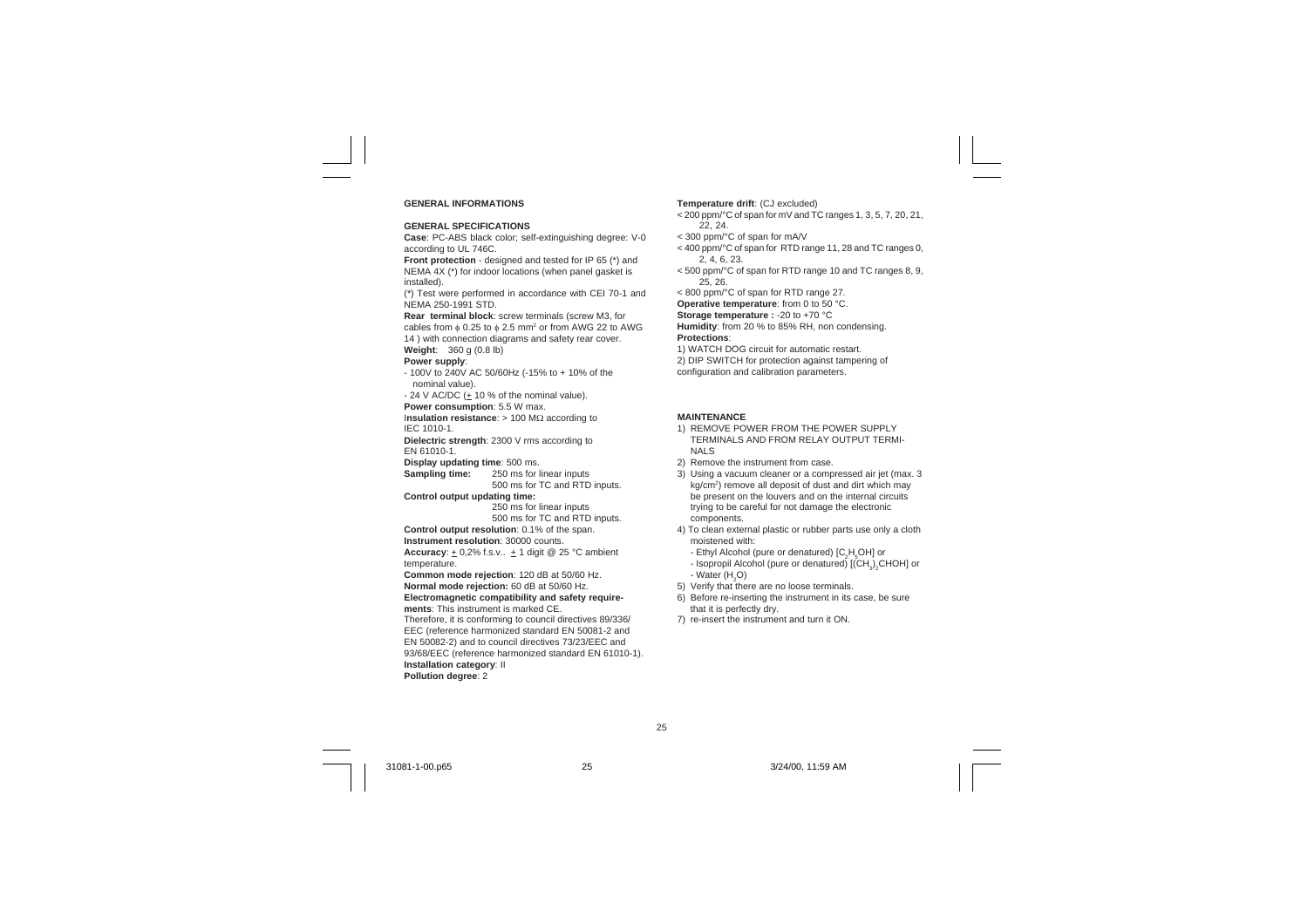## GENERAL INFORMATIONS

### GENERAL SPECIFICATIONS

**Case**: PC-ABS black color; self-extinguishing degree: V-0 according to UL 746C.

**Front protection** - designed and tested for IP 65 (*) and NEMA 4X (*) for indoor locations (when panel gasket is installed).

(*) Test were performed in accordance with CEI 70-1 and NEMA 250-1991 STD.

**Rear terminal block**: screw terminals (screw M3, for cables from $\phi$ 0.25 to $\phi$ 2.5 mm$^2$ or from AWG 22 to AWG 14 ) with connection diagrams and safety rear cover.

**Weight**: 360 g (0.8 lb)

**Power supply**:
- 100V to 240V AC 50/60Hz (-15% to + 10% of the nominal value).
- 24 V AC/DC ($\pm$ 10 % of the nominal value).

**Power consumption**: 5.5 W max.

**Insulation resistance**: > 100 MΩ according to IEC 1010-1.

**Dielectric strength**: 2300 V rms according to EN 61010-1.

**Display updating time**: 500 ms.

**Sampling time:** 250 ms for linear inputs
500 ms for TC and RTD inputs.

**Control output updating time:**
250 ms for linear inputs
500 ms for TC and RTD inputs.

**Control output resolution**: 0.1% of the span.

**Instrument resolution**: 30000 counts.

**Accuracy**: $\pm$ 0,2% f.s.v.. $\pm$ 1 digit @ 25 °C ambient temperature.

**Common mode rejection**: 120 dB at 50/60 Hz.

**Normal mode rejection:** 60 dB at 50/60 Hz.

**Electromagnetic compatibility and safety requirements**: This instrument is marked CE.
Therefore, it is conforming to council directives 89/336/EEC (reference harmonized standard EN 50081-2 and EN 50082-2) and to council directives 73/23/EEC and 93/68/EEC (reference harmonized standard EN 61010-1).

**Installation category**: II

**Pollution degree**: 2

**Temperature drift**: (CJ excluded)
- < 200 ppm/°C of span for mV and TC ranges 1, 3, 5, 7, 20, 21, 22, 24.
- < 300 ppm/°C of span for mA/V
- < 400 ppm/°C of span for RTD range 11, 28 and TC ranges 0, 2, 4, 6, 23.
- < 500 ppm/°C of span for RTD range 10 and TC ranges 8, 9, 25, 26.
- < 800 ppm/°C of span for RTD range 27.

**Operative temperature**: from 0 to 50 °C.

**Storage temperature :** -20 to +70 °C

**Humidity**: from 20 % to 85% RH, non condensing.

**Protections**:
1) WATCH DOG circuit for automatic restart.
2) DIP SWITCH for protection against tampering of configuration and calibration parameters.

### MAINTENANCE

1) REMOVE POWER FROM THE POWER SUPPLY TERMINALS AND FROM RELAY OUTPUT TERMINALS
2) Remove the instrument from case.
3) Using a vacuum cleaner or a compressed air jet (max. 3 kg/cm$^2$) remove all deposit of dust and dirt which may be present on the louvers and on the internal circuits trying to be careful for not damage the electronic components.
4) To clean external plastic or rubber parts use only a cloth moistened with:
   - Ethyl Alcohol (pure or denatured) [$C_2H_5OH$] or
   - Isopropil Alcohol (pure or denatured) [$(CH_3)_2CHOH$] or
   - Water ($H_2O$)
5) Verify that there are no loose terminals.
6) Before re-inserting the instrument in its case, be sure that it is perfectly dry.
7) re-insert the instrument and turn it ON.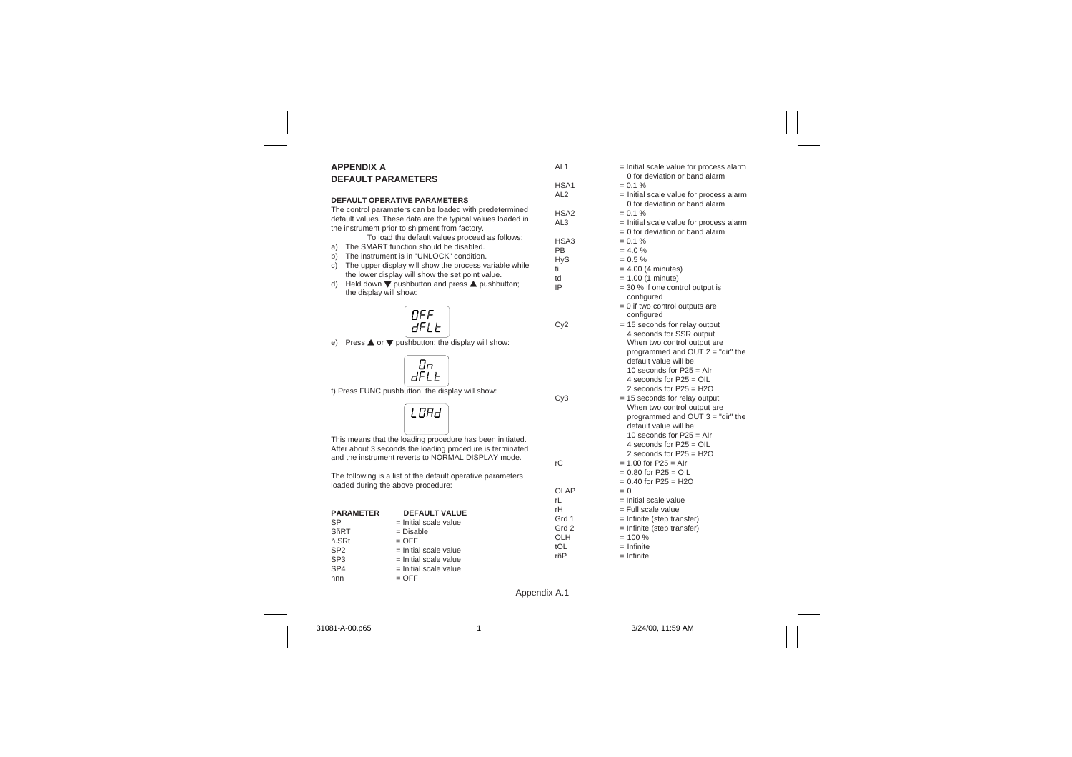# APPENDIX A

## DEFAULT PARAMETERS

### DEFAULT OPERATIVE PARAMETERS

The control parameters can be loaded with predetermined default values. These data are the typical values loaded in the instrument prior to shipment from factory.

To load the default values proceed as follows:

a) The SMART function should be disabled.
b) The instrument is in "UNLOCK" condition.
c) The upper display will show the process variable while the lower display will show the set point value.
d) Held down ▼ pushbutton and press ▲ pushbutton; the display will show:

```
OFF
dFLt
```

e) Press ▲ or ▼ pushbutton; the display will show:

```
On
dFLt
```

f) Press FUNC pushbutton; the display will show:

```
LOAd
```

This means that the loading procedure has been initiated. After about 3 seconds the loading procedure is terminated and the instrument reverts to NORMAL DISPLAY mode.

The following is a list of the default operative parameters loaded during the above procedure:

| PARAMETER | DEFAULT VALUE |
|---|---|
| SP | = Initial scale value |
| SñRT | = Disable |
| ñ.SRt | = OFF |
| SP2 | = Initial scale value |
| SP3 | = Initial scale value |
| SP4 | = Initial scale value |
| nnn | = OFF |
| AL1 | = Initial scale value for process alarm 0 for deviation or band alarm |
| HSA1 | = 0.1 % |
| AL2 | = Initial scale value for process alarm 0 for deviation or band alarm |
| HSA2 | = 0.1 % |
| AL3 | = Initial scale value for process alarm = 0 for deviation or band alarm |
| HSA3 | = 0.1 % |
| PB | = 4.0 % |
| HyS | = 0.5 % |
| ti | = 4.00 (4 minutes) |
| td | = 1.00 (1 minute) |
| IP | = 30 % if one control output is configured<br>= 0 if two control outputs are configured |
| Cy2 | = 15 seconds for relay output<br>4 seconds for SSR output<br>When two control output are programmed and OUT 2 = "dir" the default value will be:<br>10 seconds for P25 = AIr<br>4 seconds for P25 = OIL<br>2 seconds for P25 = H2O |
| Cy3 | = 15 seconds for relay output<br>When two control output are programmed and OUT 3 = "dir" the default value will be:<br>10 seconds for P25 = AIr<br>4 seconds for P25 = OIL<br>2 seconds for P25 = H2O |
| rC | = 1.00 for P25 = AIr<br>= 0.80 for P25 = OIL<br>= 0.40 for P25 = H2O |
| OLAP | = 0 |
| rL | = Initial scale value |
| rH | = Full scale value |
| Grd 1 | = Infinite (step transfer) |
| Grd 2 | = Infinite (step transfer) |
| OLH | = 100 % |
| tOL | = Infinite |
| rñP | = Infinite |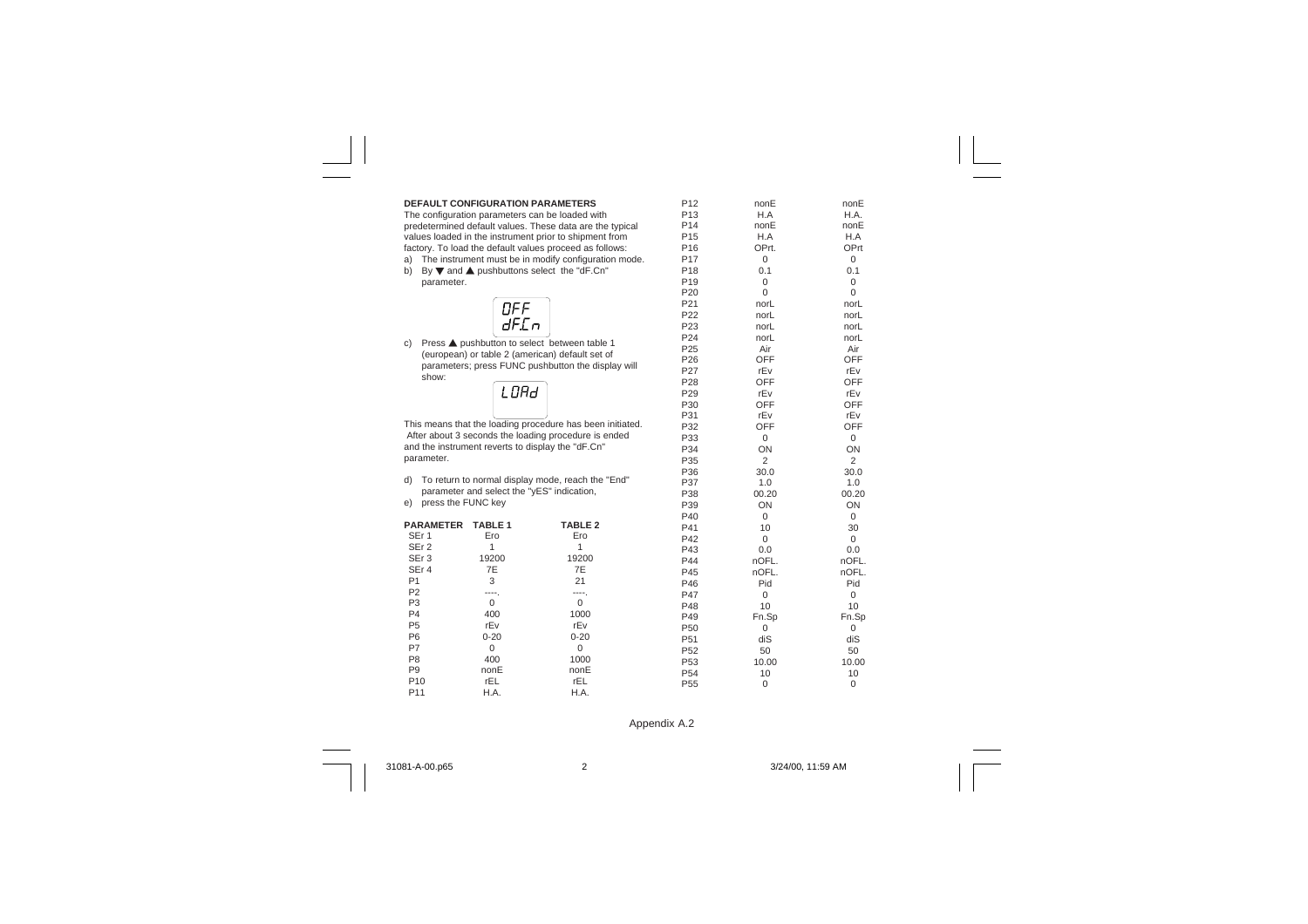## DEFAULT CONFIGURATION PARAMETERS

The configuration parameters can be loaded with predetermined default values. These data are the typical values loaded in the instrument prior to shipment from factory. To load the default values proceed as follows:

a) The instrument must be in modify configuration mode.
b) By ▼ and ▲ pushbuttons select the "dF.Cn" parameter.

```
OFF
dF.Cn
```

c) Press ▲ pushbutton to select between table 1 (european) or table 2 (american) default set of parameters; press FUNC pushbutton the display will show:

```
LOAd
```

This means that the loading procedure has been initiated. After about 3 seconds the loading procedure is ended and the instrument reverts to display the "dF.Cn" parameter.

d) To return to normal display mode, reach the "End" parameter and select the "yES" indication,
e) press the FUNC key

| PARAMETER | TABLE 1 | TABLE 2 |
|---|---|---|
| SEr 1 | Ero | Ero |
| SEr 2 | 1 | 1 |
| SEr 3 | 19200 | 19200 |
| SEr 4 | 7E | 7E |
| P1 | 3 | 21 |
| P2 | ----. | ----. |
| P3 | 0 | 0 |
| P4 | 400 | 1000 |
| P5 | rEv | rEv |
| P6 | 0-20 | 0-20 |
| P7 | 0 | 0 |
| P8 | 400 | 1000 |
| P9 | nonE | nonE |
| P10 | rEL | rEL |
| P11 | H.A. | H.A. |
| P12 | nonE | nonE |
| P13 | H.A | H.A. |
| P14 | nonE | nonE |
| P15 | H.A | H.A |
| P16 | OPrt. | OPrt |
| P17 | 0 | 0 |
| P18 | 0.1 | 0.1 |
| P19 | 0 | 0 |
| P20 | 0 | 0 |
| P21 | norL | norL |
| P22 | norL | norL |
| P23 | norL | norL |
| P24 | norL | norL |
| P25 | Air | Air |
| P26 | OFF | OFF |
| P27 | rEv | rEv |
| P28 | OFF | OFF |
| P29 | rEv | rEv |
| P30 | OFF | OFF |
| P31 | rEv | rEv |
| P32 | OFF | OFF |
| P33 | 0 | 0 |
| P34 | ON | ON |
| P35 | 2 | 2 |
| P36 | 30.0 | 30.0 |
| P37 | 1.0 | 1.0 |
| P38 | 00.20 | 00.20 |
| P39 | ON | ON |
| P40 | 0 | 0 |
| P41 | 10 | 30 |
| P42 | 0 | 0 |
| P43 | 0.0 | 0.0 |
| P44 | nOFL. | nOFL. |
| P45 | nOFL. | nOFL. |
| P46 | Pid | Pid |
| P47 | 0 | 0 |
| P48 | 10 | 10 |
| P49 | Fn.Sp | Fn.Sp |
| P50 | 0 | 0 |
| P51 | diS | diS |
| P52 | 50 | 50 |
| P53 | 10.00 | 10.00 |
| P54 | 10 | 10 |
| P55 | 0 | 0 |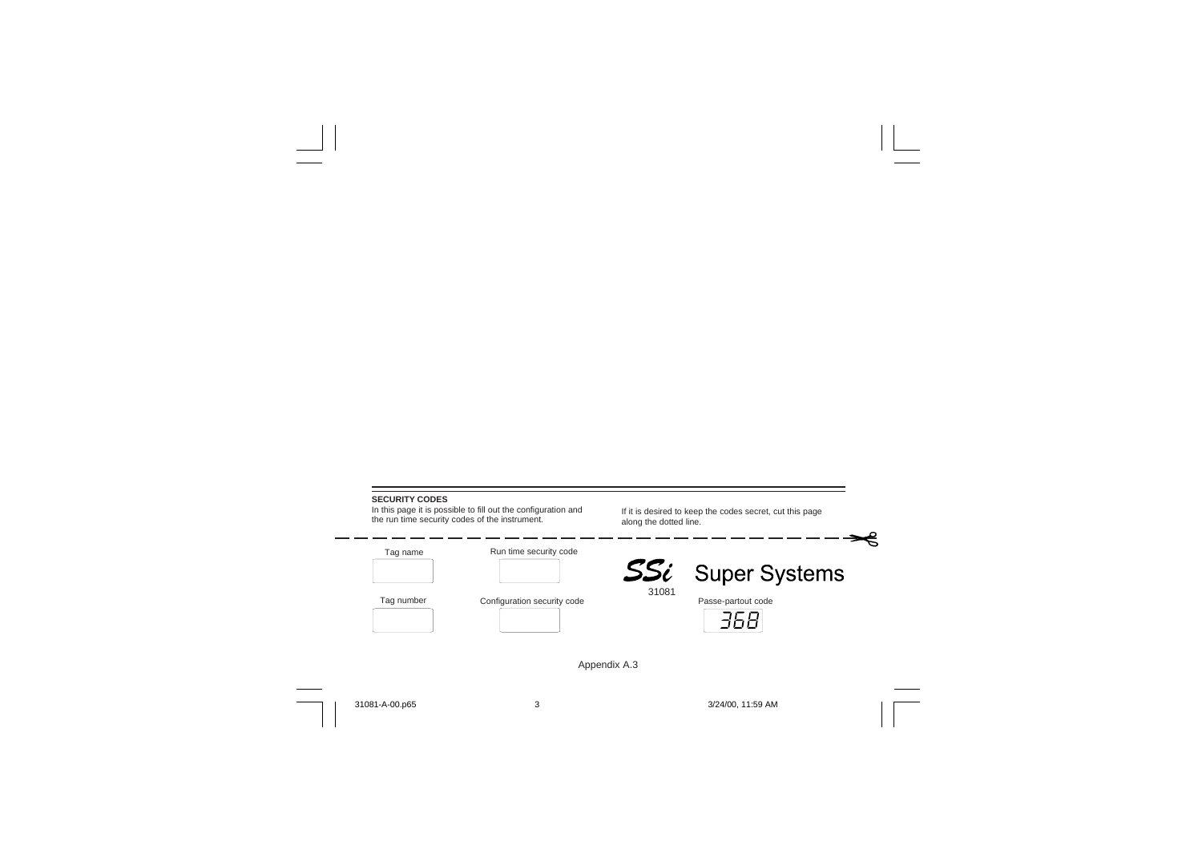## SECURITY CODES

In this page it is possible to fill out the configuration and the run time security codes of the instrument.

If it is desired to keep the codes secret, cut this page along the dotted line.

- - - - - - - - - - - - - - - - - - - - - - - - - - - - - - - - - - - -

| Tag name | Run time security code |
|---|---|
| | |

| Tag number | Configuration security code |
|---|---|
| | |

**SSi** Super Systems

31081

Passe-partout code

368

Appendix A.3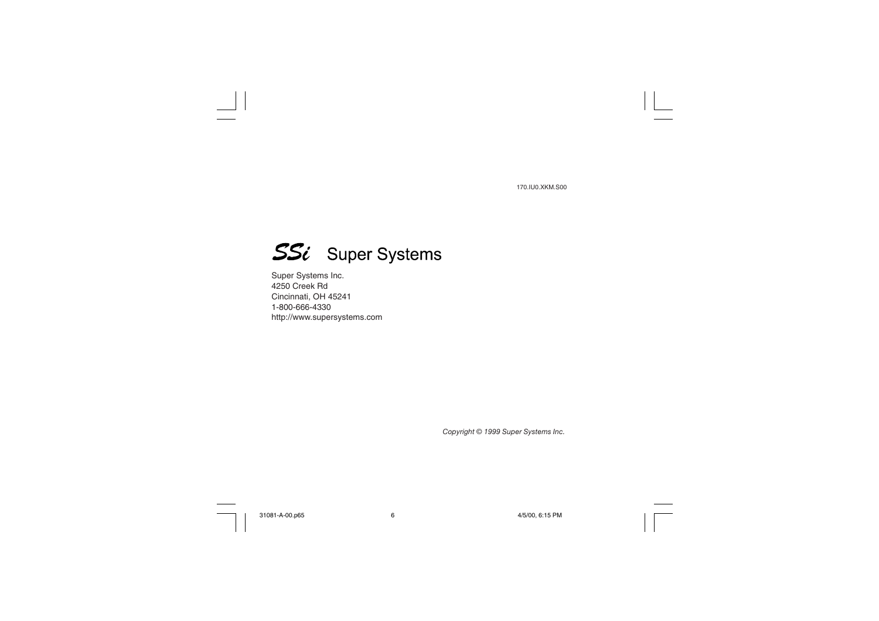170.IU0.XKM.S00

**SSi** Super Systems

Super Systems Inc.
4250 Creek Rd
Cincinnati, OH 45241
1-800-666-4330
http://www.supersystems.com

*Copyright © 1999 Super Systems Inc.*